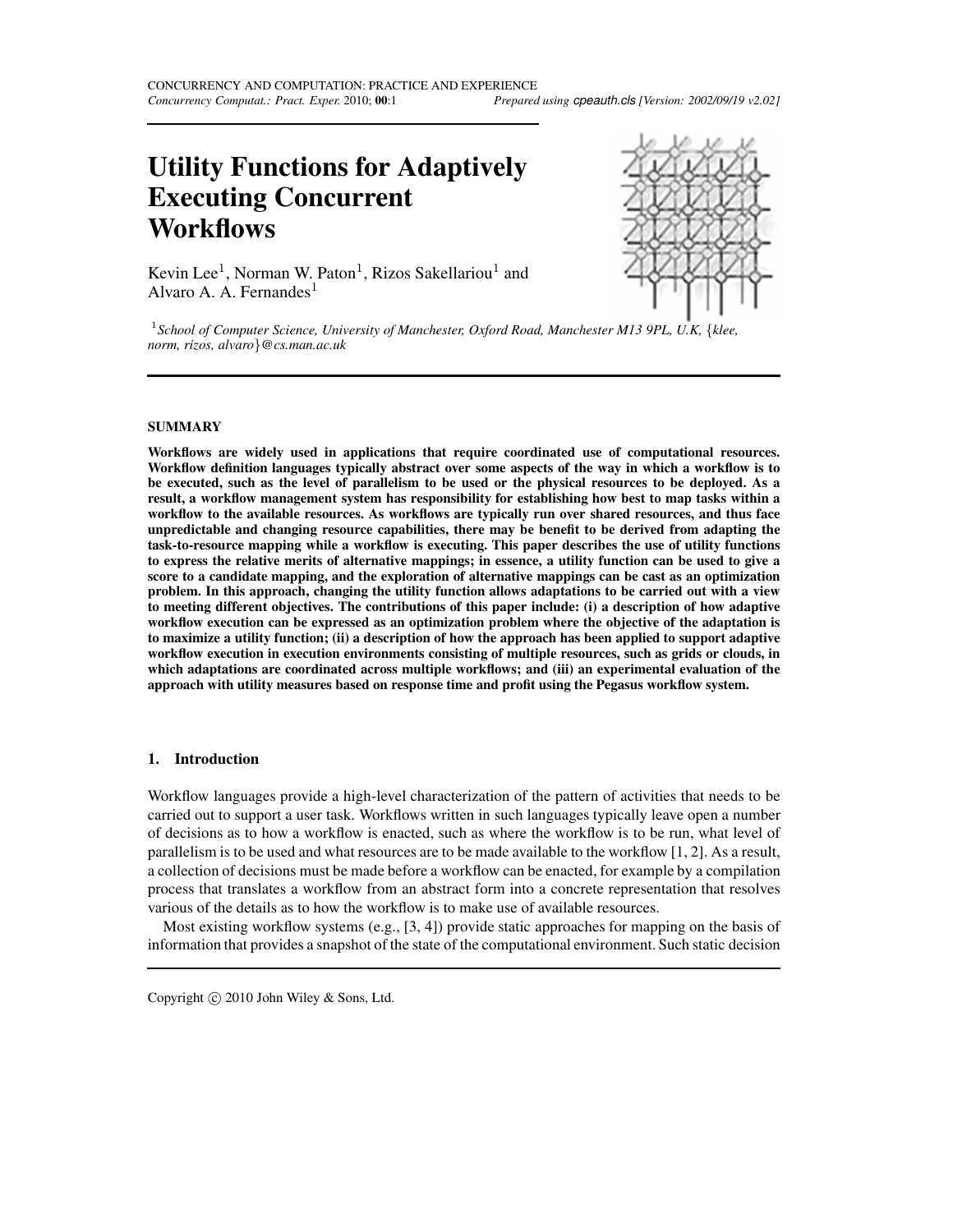# Utility Functions for Adaptively Executing Concurrent Workflows

Kevin Lee[1], Norman W. Paton[1], Rizos Sakellariou[1] and Alvaro A. A. Fernandes[1]

[1] *School of Computer Science, University of Manchester, Oxford Road, Manchester M13 9PL, U.K,* {*klee, norm, rizos, alvaro*}*@cs.man.ac.uk*

## SUMMARY

**Workflows are widely used in applications that require coordinated use of computational resources. Workflow definition languages typically abstract over some aspects of the way in which a workflow is to be executed, such as the level of parallelism to be used or the physical resources to be deployed. As a result, a workflow management system has responsibility for establishing how best to map tasks within a workflow to the available resources. As workflows are typically run over shared resources, and thus face unpredictable and changing resource capabilities, there may be benefit to be derived from adapting the task-to-resource mapping while a workflow is executing. This paper describes the use of utility functions to express the relative merits of alternative mappings; in essence, a utility function can be used to give a score to a candidate mapping, and the exploration of alternative mappings can be cast as an optimization problem. In this approach, changing the utility function allows adaptations to be carried out with a view to meeting different objectives. The contributions of this paper include: (i) a description of how adaptive workflow execution can be expressed as an optimization problem where the objective of the adaptation is to maximize a utility function; (ii) a description of how the approach has been applied to support adaptive workflow execution in execution environments consisting of multiple resources, such as grids or clouds, in which adaptations are coordinated across multiple workflows; and (iii) an experimental evaluation of the approach with utility measures based on response time and profit using the Pegasus workflow system.**

## 1. Introduction

Workflow languages provide a high-level characterization of the pattern of activities that needs to be carried out to support a user task. Workflows written in such languages typically leave open a number of decisions as to how a workflow is enacted, such as where the workflow is to be run, what level of parallelism is to be used and what resources are to be made available to the workflow [1, 2]. As a result, a collection of decisions must be made before a workflow can be enacted, for example by a compilation process that translates a workflow from an abstract form into a concrete representation that resolves various of the details as to how the workflow is to make use of available resources.

Most existing workflow systems (e.g., [3, 4]) provide static approaches for mapping on the basis of information that provides a snapshot of the state of the computational environment. Such static decision

Copyright © 2010 John Wiley & Sons, Ltd.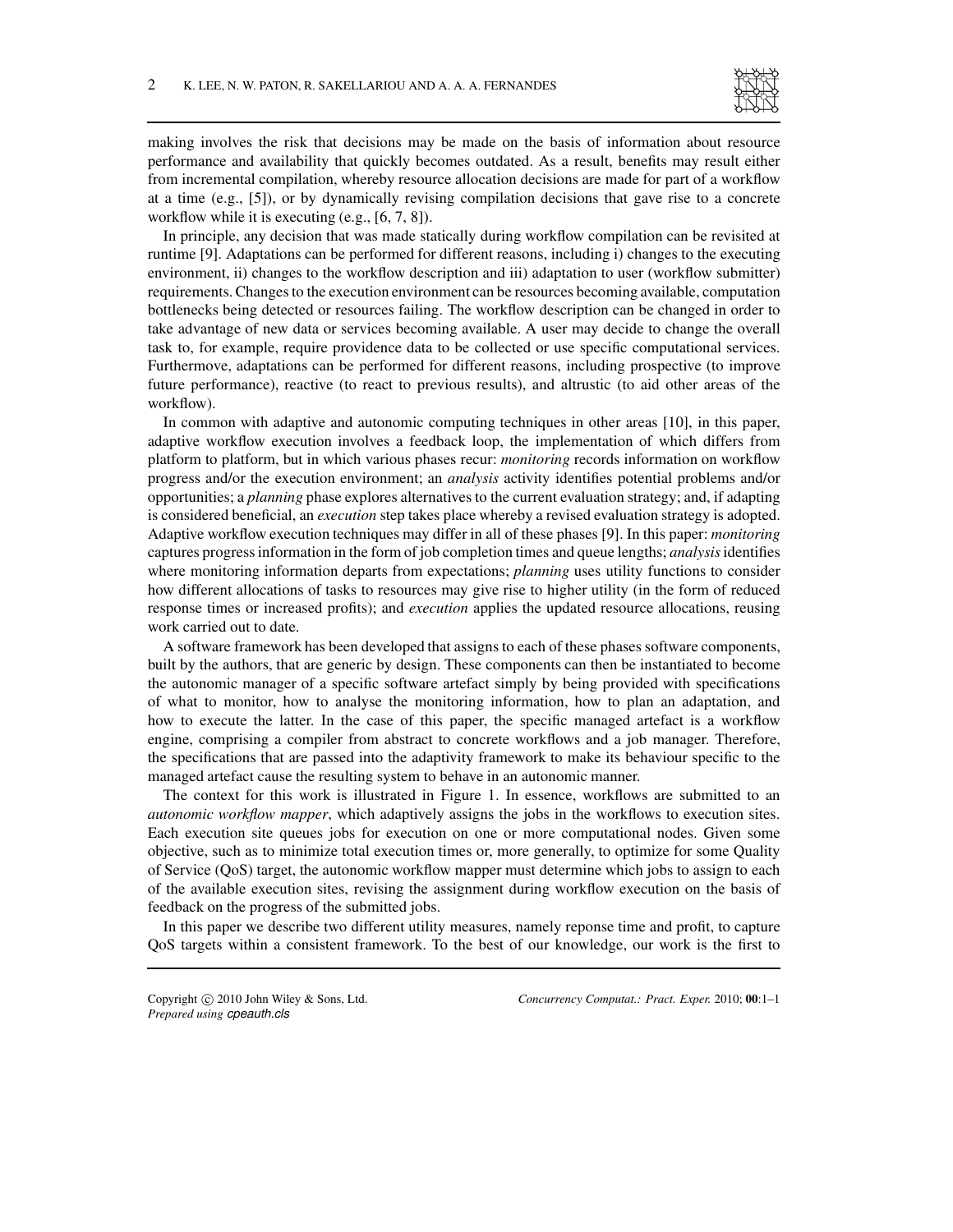making involves the risk that decisions may be made on the basis of information about resource performance and availability that quickly becomes outdated. As a result, benefits may result either from incremental compilation, whereby resource allocation decisions are made for part of a workflow at a time (e.g., [5]), or by dynamically revising compilation decisions that gave rise to a concrete workflow while it is executing (e.g., [6, 7, 8]).

In principle, any decision that was made statically during workflow compilation can be revisited at runtime [9]. Adaptations can be performed for different reasons, including i) changes to the executing environment, ii) changes to the workflow description and iii) adaptation to user (workflow submitter) requirements. Changes to the execution environment can be resources becoming available, computation bottlenecks being detected or resources failing. The workflow description can be changed in order to take advantage of new data or services becoming available. A user may decide to change the overall task to, for example, require providence data to be collected or use specific computational services. Furthermove, adaptations can be performed for different reasons, including prospective (to improve future performance), reactive (to react to previous results), and altrustic (to aid other areas of the workflow).

In common with adaptive and autonomic computing techniques in other areas [10], in this paper, adaptive workflow execution involves a feedback loop, the implementation of which differs from platform to platform, but in which various phases recur: *monitoring* records information on workflow progress and/or the execution environment; an *analysis* activity identifies potential problems and/or opportunities; a *planning* phase explores alternatives to the current evaluation strategy; and, if adapting is considered beneficial, an *execution* step takes place whereby a revised evaluation strategy is adopted. Adaptive workflow execution techniques may differ in all of these phases [9]. In this paper: *monitoring* captures progress information in the form of job completion times and queue lengths; *analysis* identifies where monitoring information departs from expectations; *planning* uses utility functions to consider how different allocations of tasks to resources may give rise to higher utility (in the form of reduced response times or increased profits); and *execution* applies the updated resource allocations, reusing work carried out to date.

A software framework has been developed that assigns to each of these phases software components, built by the authors, that are generic by design. These components can then be instantiated to become the autonomic manager of a specific software artefact simply by being provided with specifications of what to monitor, how to analyse the monitoring information, how to plan an adaptation, and how to execute the latter. In the case of this paper, the specific managed artefact is a workflow engine, comprising a compiler from abstract to concrete workflows and a job manager. Therefore, the specifications that are passed into the adaptivity framework to make its behaviour specific to the managed artefact cause the resulting system to behave in an autonomic manner.

The context for this work is illustrated in Figure 1. In essence, workflows are submitted to an *autonomic workflow mapper*, which adaptively assigns the jobs in the workflows to execution sites. Each execution site queues jobs for execution on one or more computational nodes. Given some objective, such as to minimize total execution times or, more generally, to optimize for some Quality of Service (QoS) target, the autonomic workflow mapper must determine which jobs to assign to each of the available execution sites, revising the assignment during workflow execution on the basis of feedback on the progress of the submitted jobs.

In this paper we describe two different utility measures, namely reponse time and profit, to capture QoS targets within a consistent framework. To the best of our knowledge, our work is the first to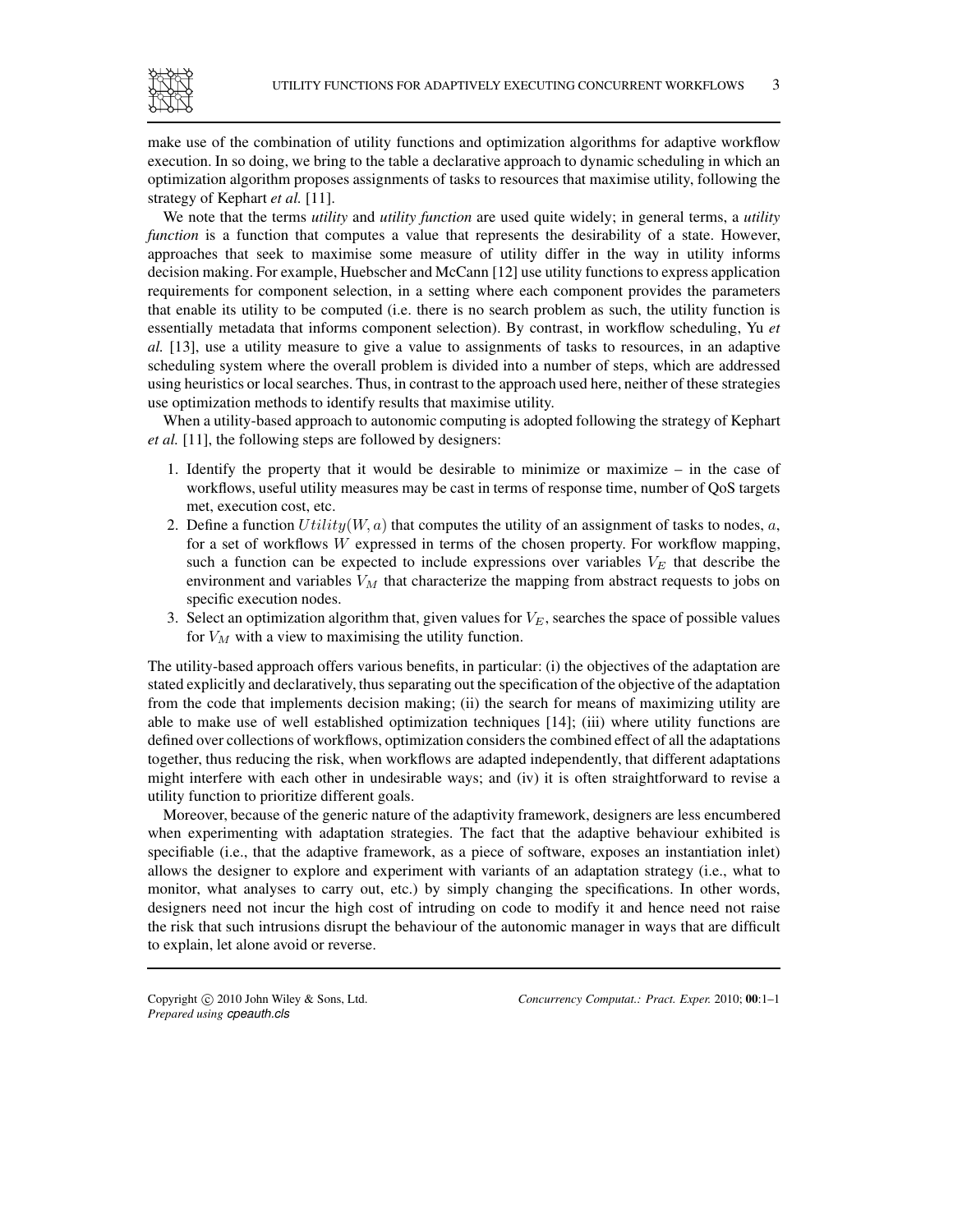make use of the combination of utility functions and optimization algorithms for adaptive workflow execution. In so doing, we bring to the table a declarative approach to dynamic scheduling in which an optimization algorithm proposes assignments of tasks to resources that maximise utility, following the strategy of Kephart *et al.* [11].

We note that the terms *utility* and *utility function* are used quite widely; in general terms, a *utility function* is a function that computes a value that represents the desirability of a state. However, approaches that seek to maximise some measure of utility differ in the way in utility informs decision making. For example, Huebscher and McCann [12] use utility functions to express application requirements for component selection, in a setting where each component provides the parameters that enable its utility to be computed (i.e. there is no search problem as such, the utility function is essentially metadata that informs component selection). By contrast, in workflow scheduling, Yu *et al.* [13], use a utility measure to give a value to assignments of tasks to resources, in an adaptive scheduling system where the overall problem is divided into a number of steps, which are addressed using heuristics or local searches. Thus, in contrast to the approach used here, neither of these strategies use optimization methods to identify results that maximise utility.

When a utility-based approach to autonomic computing is adopted following the strategy of Kephart *et al.* [11], the following steps are followed by designers:

1. Identify the property that it would be desirable to minimize or maximize – in the case of workflows, useful utility measures may be cast in terms of response time, number of QoS targets met, execution cost, etc.
2. Define a function $Utility(W, a)$ that computes the utility of an assignment of tasks to nodes, $a$, for a set of workflows $W$ expressed in terms of the chosen property. For workflow mapping, such a function can be expected to include expressions over variables $V_E$ that describe the environment and variables $V_M$ that characterize the mapping from abstract requests to jobs on specific execution nodes.
3. Select an optimization algorithm that, given values for $V_E$, searches the space of possible values for $V_M$ with a view to maximising the utility function.

The utility-based approach offers various benefits, in particular: (i) the objectives of the adaptation are stated explicitly and declaratively, thus separating out the specification of the objective of the adaptation from the code that implements decision making; (ii) the search for means of maximizing utility are able to make use of well established optimization techniques [14]; (iii) where utility functions are defined over collections of workflows, optimization considers the combined effect of all the adaptations together, thus reducing the risk, when workflows are adapted independently, that different adaptations might interfere with each other in undesirable ways; and (iv) it is often straightforward to revise a utility function to prioritize different goals.

Moreover, because of the generic nature of the adaptivity framework, designers are less encumbered when experimenting with adaptation strategies. The fact that the adaptive behaviour exhibited is specifiable (i.e., that the adaptive framework, as a piece of software, exposes an instantiation inlet) allows the designer to explore and experiment with variants of an adaptation strategy (i.e., what to monitor, what analyses to carry out, etc.) by simply changing the specifications. In other words, designers need not incur the high cost of intruding on code to modify it and hence need not raise the risk that such intrusions disrupt the behaviour of the autonomic manager in ways that are difficult to explain, let alone avoid or reverse.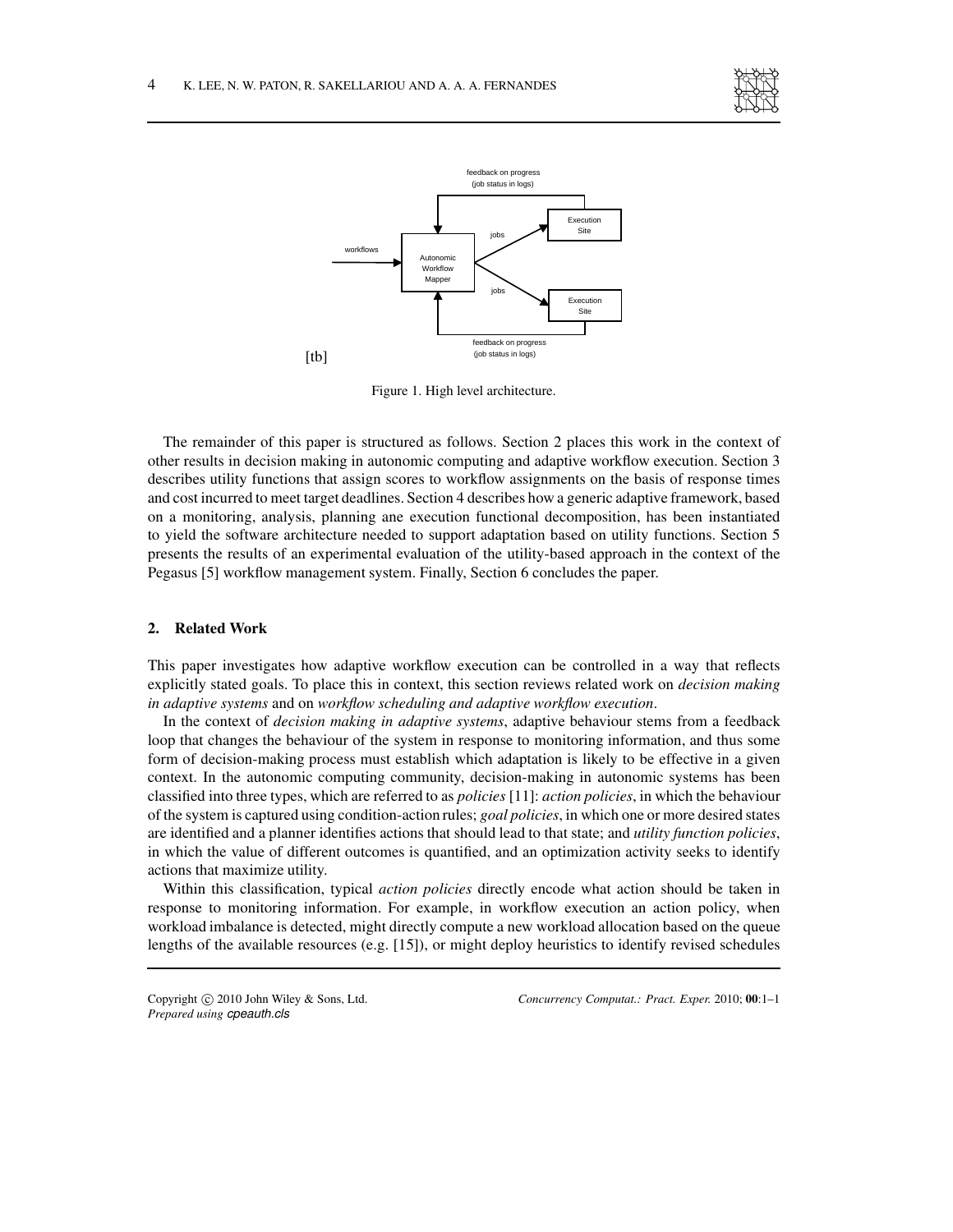[tb]

Figure 1. High level architecture.

The remainder of this paper is structured as follows. Section 2 places this work in the context of other results in decision making in autonomic computing and adaptive workflow execution. Section 3 describes utility functions that assign scores to workflow assignments on the basis of response times and cost incurred to meet target deadlines. Section 4 describes how a generic adaptive framework, based on a monitoring, analysis, planning ane execution functional decomposition, has been instantiated to yield the software architecture needed to support adaptation based on utility functions. Section 5 presents the results of an experimental evaluation of the utility-based approach in the context of the Pegasus [5] workflow management system. Finally, Section 6 concludes the paper.

## 2. Related Work

This paper investigates how adaptive workflow execution can be controlled in a way that reflects explicitly stated goals. To place this in context, this section reviews related work on *decision making in adaptive systems* and on *workflow scheduling and adaptive workflow execution*.

In the context of *decision making in adaptive systems*, adaptive behaviour stems from a feedback loop that changes the behaviour of the system in response to monitoring information, and thus some form of decision-making process must establish which adaptation is likely to be effective in a given context. In the autonomic computing community, decision-making in autonomic systems has been classified into three types, which are referred to as *policies* [11]: *action policies*, in which the behaviour of the system is captured using condition-action rules; *goal policies*, in which one or more desired states are identified and a planner identifies actions that should lead to that state; and *utility function policies*, in which the value of different outcomes is quantified, and an optimization activity seeks to identify actions that maximize utility.

Within this classification, typical *action policies* directly encode what action should be taken in response to monitoring information. For example, in workflow execution an action policy, when workload imbalance is detected, might directly compute a new workload allocation based on the queue lengths of the available resources (e.g. [15]), or might deploy heuristics to identify revised schedules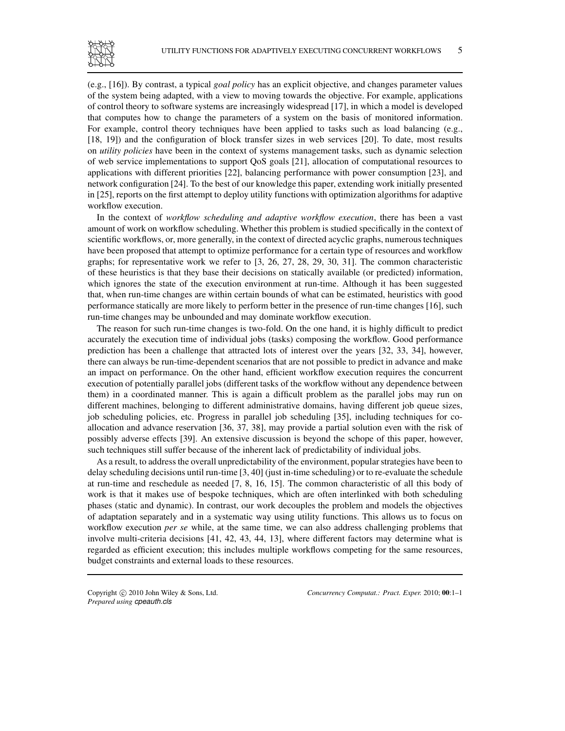(e.g., [16]). By contrast, a typical *goal policy* has an explicit objective, and changes parameter values of the system being adapted, with a view to moving towards the objective. For example, applications of control theory to software systems are increasingly widespread [17], in which a model is developed that computes how to change the parameters of a system on the basis of monitored information. For example, control theory techniques have been applied to tasks such as load balancing (e.g., [18, 19]) and the configuration of block transfer sizes in web services [20]. To date, most results on *utility policies* have been in the context of systems management tasks, such as dynamic selection of web service implementations to support QoS goals [21], allocation of computational resources to applications with different priorities [22], balancing performance with power consumption [23], and network configuration [24]. To the best of our knowledge this paper, extending work initially presented in [25], reports on the first attempt to deploy utility functions with optimization algorithms for adaptive workflow execution.

In the context of *workflow scheduling and adaptive workflow execution*, there has been a vast amount of work on workflow scheduling. Whether this problem is studied specifically in the context of scientific workflows, or, more generally, in the context of directed acyclic graphs, numerous techniques have been proposed that attempt to optimize performance for a certain type of resources and workflow graphs; for representative work we refer to [3, 26, 27, 28, 29, 30, 31]. The common characteristic of these heuristics is that they base their decisions on statically available (or predicted) information, which ignores the state of the execution environment at run-time. Although it has been suggested that, when run-time changes are within certain bounds of what can be estimated, heuristics with good performance statically are more likely to perform better in the presence of run-time changes [16], such run-time changes may be unbounded and may dominate workflow execution.

The reason for such run-time changes is two-fold. On the one hand, it is highly difficult to predict accurately the execution time of individual jobs (tasks) composing the workflow. Good performance prediction has been a challenge that attracted lots of interest over the years [32, 33, 34], however, there can always be run-time-dependent scenarios that are not possible to predict in advance and make an impact on performance. On the other hand, efficient workflow execution requires the concurrent execution of potentially parallel jobs (different tasks of the workflow without any dependence between them) in a coordinated manner. This is again a difficult problem as the parallel jobs may run on different machines, belonging to different administrative domains, having different job queue sizes, job scheduling policies, etc. Progress in parallel job scheduling [35], including techniques for co-allocation and advance reservation [36, 37, 38], may provide a partial solution even with the risk of possibly adverse effects [39]. An extensive discussion is beyond the schope of this paper, however, such techniques still suffer because of the inherent lack of predictability of individual jobs.

As a result, to address the overall unpredictability of the environment, popular strategies have been to delay scheduling decisions until run-time [3, 40] (just in-time scheduling) or to re-evaluate the schedule at run-time and reschedule as needed [7, 8, 16, 15]. The common characteristic of all this body of work is that it makes use of bespoke techniques, which are often interlinked with both scheduling phases (static and dynamic). In contrast, our work decouples the problem and models the objectives of adaptation separately and in a systematic way using utility functions. This allows us to focus on workflow execution *per se* while, at the same time, we can also address challenging problems that involve multi-criteria decisions [41, 42, 43, 44, 13], where different factors may determine what is regarded as efficient execution; this includes multiple workflows competing for the same resources, budget constraints and external loads to these resources.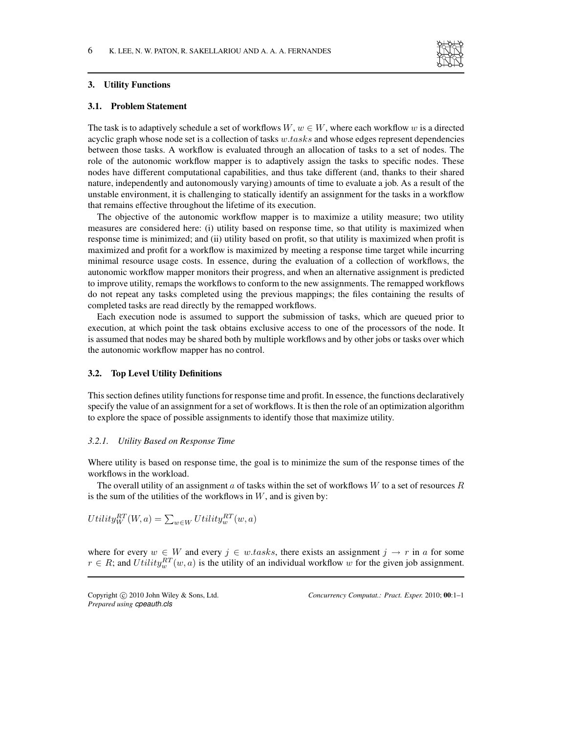## 3. Utility Functions

### 3.1. Problem Statement

The task is to adaptively schedule a set of workflows $W$, $w \in W$, where each workflow $w$ is a directed acyclic graph whose node set is a collection of tasks $w.tasks$ and whose edges represent dependencies between those tasks. A workflow is evaluated through an allocation of tasks to a set of nodes. The role of the autonomic workflow mapper is to adaptively assign the tasks to specific nodes. These nodes have different computational capabilities, and thus take different (and, thanks to their shared nature, independently and autonomously varying) amounts of time to evaluate a job. As a result of the unstable environment, it is challenging to statically identify an assignment for the tasks in a workflow that remains effective throughout the lifetime of its execution.

The objective of the autonomic workflow mapper is to maximize a utility measure; two utility measures are considered here: (i) utility based on response time, so that utility is maximized when response time is minimized; and (ii) utility based on profit, so that utility is maximized when profit is maximized and profit for a workflow is maximized by meeting a response time target while incurring minimal resource usage costs. In essence, during the evaluation of a collection of workflows, the autonomic workflow mapper monitors their progress, and when an alternative assignment is predicted to improve utility, remaps the workflows to conform to the new assignments. The remapped workflows do not repeat any tasks completed using the previous mappings; the files containing the results of completed tasks are read directly by the remapped workflows.

Each execution node is assumed to support the submission of tasks, which are queued prior to execution, at which point the task obtains exclusive access to one of the processors of the node. It is assumed that nodes may be shared both by multiple workflows and by other jobs or tasks over which the autonomic workflow mapper has no control.

### 3.2. Top Level Utility Definitions

This section defines utility functions for response time and profit. In essence, the functions declaratively specify the value of an assignment for a set of workflows. It is then the role of an optimization algorithm to explore the space of possible assignments to identify those that maximize utility.

#### *3.2.1. Utility Based on Response Time*

Where utility is based on response time, the goal is to minimize the sum of the response times of the workflows in the workload.

The overall utility of an assignment $a$ of tasks within the set of workflows $W$ to a set of resources $R$ is the sum of the utilities of the workflows in $W$, and is given by:

$$Utility_W^{RT}(W, a) = \sum_{w \in W} Utility_w^{RT}(w, a)$$

where for every $w \in W$ and every $j \in w.tasks$, there exists an assignment $j \rightarrow r$ in $a$ for some $r \in R$; and $Utility_w^{RT}(w, a)$ is the utility of an individual workflow $w$ for the given job assignment.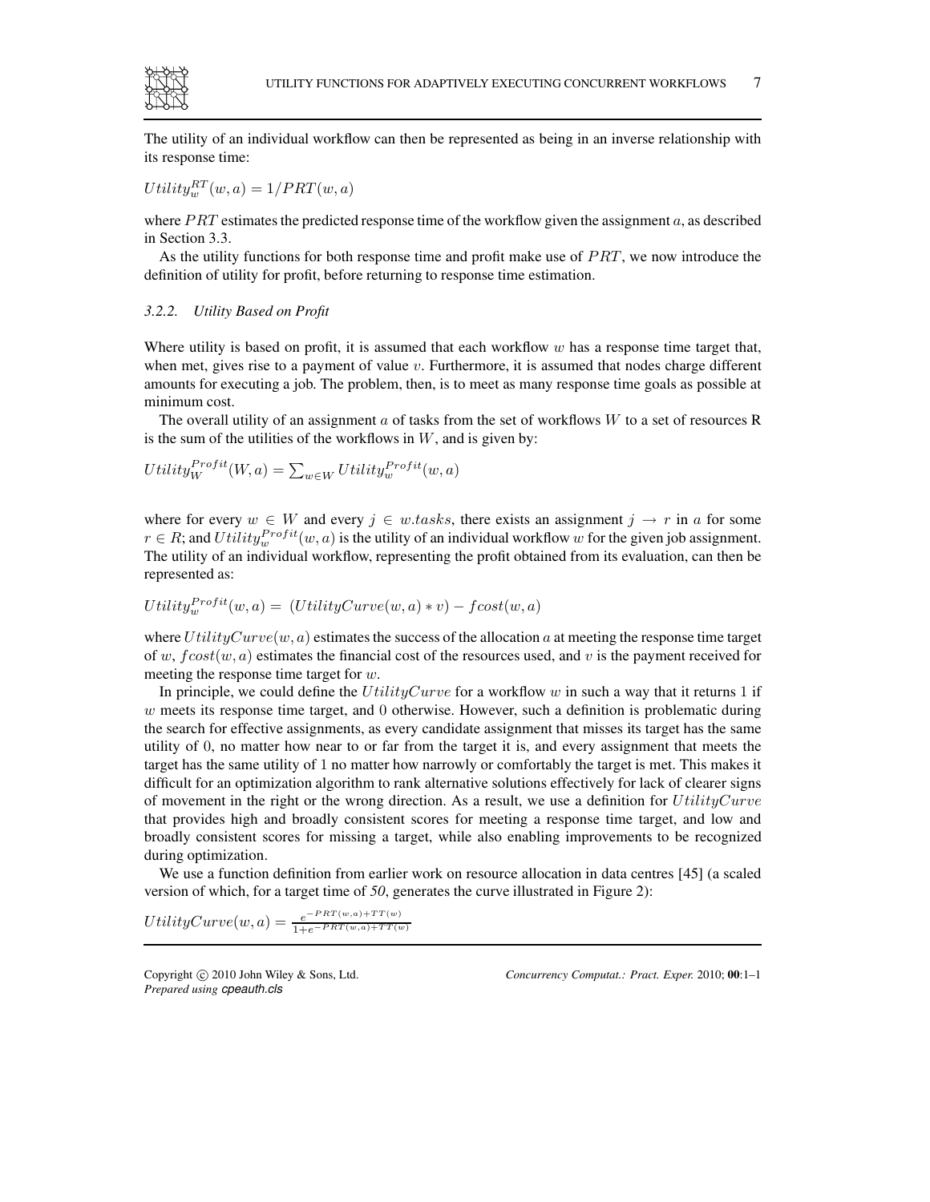The utility of an individual workflow can then be represented as being in an inverse relationship with its response time:

$$Utility_w^{RT}(w, a) = 1/PRT(w, a)$$

where $PRT$ estimates the predicted response time of the workflow given the assignment $a$, as described in Section 3.3.

As the utility functions for both response time and profit make use of $PRT$, we now introduce the definition of utility for profit, before returning to response time estimation.

#### 3.2.2. *Utility Based on Profit*

Where utility is based on profit, it is assumed that each workflow $w$ has a response time target that, when met, gives rise to a payment of value $v$. Furthermore, it is assumed that nodes charge different amounts for executing a job. The problem, then, is to meet as many response time goals as possible at minimum cost.

The overall utility of an assignment $a$ of tasks from the set of workflows $W$ to a set of resources R is the sum of the utilities of the workflows in $W$, and is given by:

$$Utility_W^{Profit}(W, a) = \sum_{w \in W} Utility_w^{Profit}(w, a)$$

where for every $w \in W$ and every $j \in w.tasks$, there exists an assignment $j \rightarrow r$ in $a$ for some $r \in R$; and $Utility_w^{Profit}(w, a)$ is the utility of an individual workflow $w$ for the given job assignment. The utility of an individual workflow, representing the profit obtained from its evaluation, can then be represented as:

$$Utility_w^{Profit}(w, a) = \ (UtilityCurve(w, a) * v) - fcost(w, a)$$

where $UtilityCurve(w, a)$ estimates the success of the allocation $a$ at meeting the response time target of $w$, $fcost(w, a)$ estimates the financial cost of the resources used, and $v$ is the payment received for meeting the response time target for $w$.

In principle, we could define the $UtilityCurve$ for a workflow $w$ in such a way that it returns 1 if $w$ meets its response time target, and 0 otherwise. However, such a definition is problematic during the search for effective assignments, as every candidate assignment that misses its target has the same utility of 0, no matter how near to or far from the target it is, and every assignment that meets the target has the same utility of 1 no matter how narrowly or comfortably the target is met. This makes it difficult for an optimization algorithm to rank alternative solutions effectively for lack of clearer signs of movement in the right or the wrong direction. As a result, we use a definition for $UtilityCurve$ that provides high and broadly consistent scores for meeting a response time target, and low and broadly consistent scores for missing a target, while also enabling improvements to be recognized during optimization.

We use a function definition from earlier work on resource allocation in data centres [45] (a scaled version of which, for a target time of *50*, generates the curve illustrated in Figure 2):

$$UtilityCurve(w, a) = \frac{e^{-PRT(w,a)+TT(w)}}{1+e^{-PRT(w,a)+TT(w)}}$$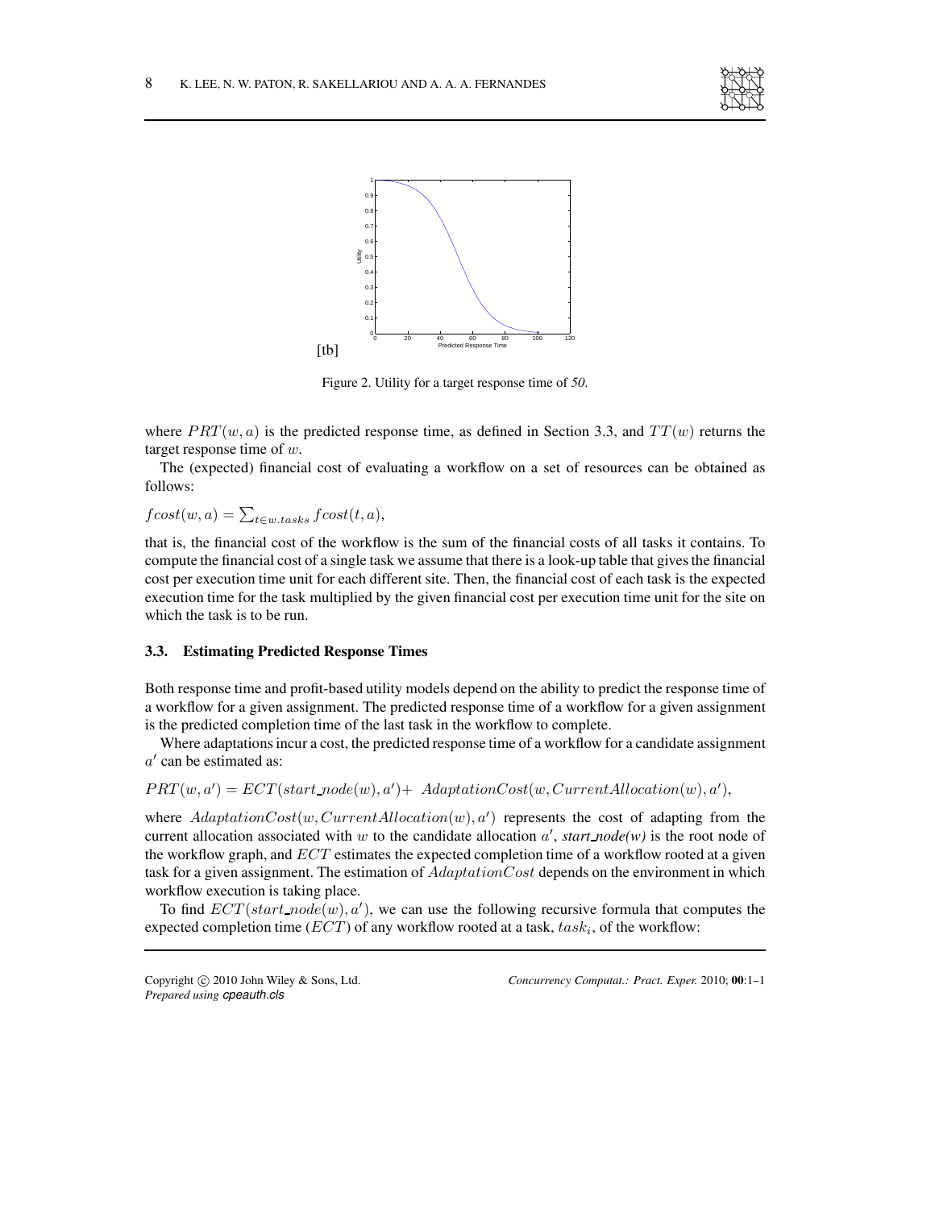[tb]

Figure 2. Utility for a target response time of *50*.

where $PRT(w, a)$ is the predicted response time, as defined in Section 3.3, and $TT(w)$ returns the target response time of $w$.

The (expected) financial cost of evaluating a workflow on a set of resources can be obtained as follows:

$fcost(w, a) = \sum_{t \in w.tasks} fcost(t, a)$,

that is, the financial cost of the workflow is the sum of the financial costs of all tasks it contains. To compute the financial cost of a single task we assume that there is a look-up table that gives the financial cost per execution time unit for each different site. Then, the financial cost of each task is the expected execution time for the task multiplied by the given financial cost per execution time unit for the site on which the task is to be run.

### 3.3. Estimating Predicted Response Times

Both response time and profit-based utility models depend on the ability to predict the response time of a workflow for a given assignment. The predicted response time of a workflow for a given assignment is the predicted completion time of the last task in the workflow to complete.

Where adaptations incur a cost, the predicted response time of a workflow for a candidate assignment $a'$ can be estimated as:

$PRT(w, a') = ECT(start\_node(w), a') + \ AdaptationCost(w, CurrentAllocation(w), a')$,

where $AdaptationCost(w, CurrentAllocation(w), a')$ represents the cost of adapting from the current allocation associated with $w$ to the candidate allocation $a'$, *start_node(w)* is the root node of the workflow graph, and $ECT$ estimates the expected completion time of a workflow rooted at a given task for a given assignment. The estimation of $AdaptationCost$ depends on the environment in which workflow execution is taking place.

To find $ECT(start\_node(w), a')$, we can use the following recursive formula that computes the expected completion time ($ECT$) of any workflow rooted at a task, $task_i$, of the workflow: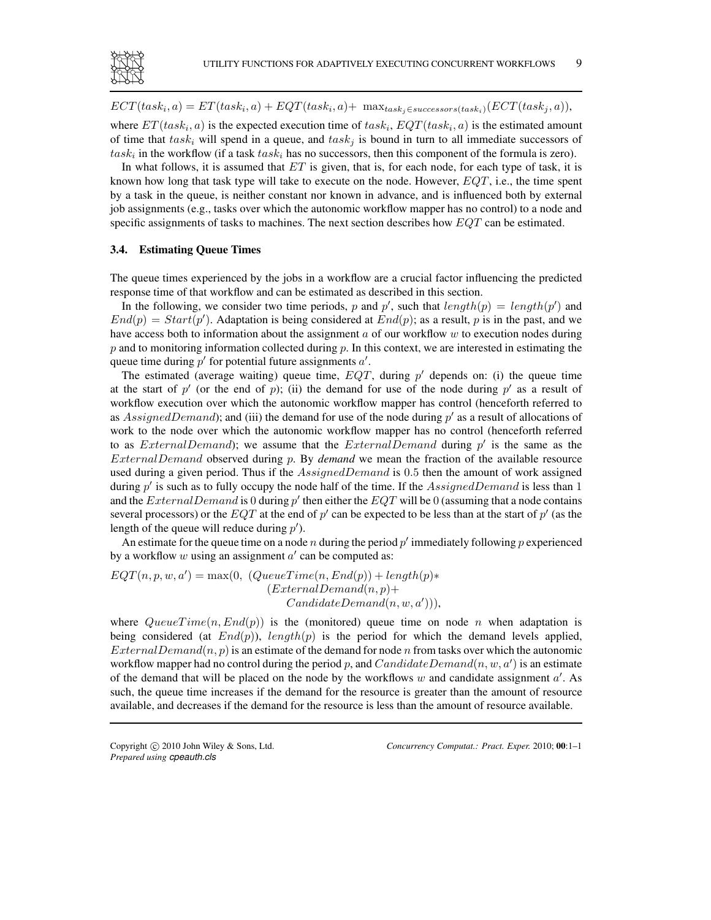$$ECT(task_i, a) = ET(task_i, a) + EQT(task_i, a) + \max_{task_j \in successors(task_i)}(ECT(task_j, a)),$$

where $ET(task_i, a)$ is the expected execution time of $task_i$, $EQT(task_i, a)$ is the estimated amount of time that $task_i$ will spend in a queue, and $task_j$ is bound in turn to all immediate successors of $task_i$ in the workflow (if a task $task_i$ has no successors, then this component of the formula is zero).

In what follows, it is assumed that $ET$ is given, that is, for each node, for each type of task, it is known how long that task type will take to execute on the node. However, $EQT$, i.e., the time spent by a task in the queue, is neither constant nor known in advance, and is influenced both by external job assignments (e.g., tasks over which the autonomic workflow mapper has no control) to a node and specific assignments of tasks to machines. The next section describes how $EQT$ can be estimated.

### 3.4. Estimating Queue Times

The queue times experienced by the jobs in a workflow are a crucial factor influencing the predicted response time of that workflow and can be estimated as described in this section.

In the following, we consider two time periods, $p$ and $p'$, such that $length(p) = length(p')$ and $End(p) = Start(p')$. Adaptation is being considered at $End(p)$; as a result, $p$ is in the past, and we have access both to information about the assignment $a$ of our workflow $w$ to execution nodes during $p$ and to monitoring information collected during $p$. In this context, we are interested in estimating the queue time during $p'$ for potential future assignments $a'$.

The estimated (average waiting) queue time, $EQT$, during $p'$ depends on: (i) the queue time at the start of $p'$ (or the end of $p$); (ii) the demand for use of the node during $p'$ as a result of workflow execution over which the autonomic workflow mapper has control (henceforth referred to as $AssignedDemand$); and (iii) the demand for use of the node during $p'$ as a result of allocations of work to the node over which the autonomic workflow mapper has no control (henceforth referred to as $ExternalDemand$); we assume that the $ExternalDemand$ during $p'$ is the same as the $ExternalDemand$ observed during $p$. By ***demand*** we mean the fraction of the available resource used during a given period. Thus if the $AssignedDemand$ is $0.5$ then the amount of work assigned during $p'$ is such as to fully occupy the node half of the time. If the $AssignedDemand$ is less than $1$ and the $ExternalDemand$ is $0$ during $p'$ then either the $EQT$ will be $0$ (assuming that a node contains several processors) or the $EQT$ at the end of $p'$ can be expected to be less than at the start of $p'$ (as the length of the queue will reduce during $p'$).

An estimate for the queue time on a node $n$ during the period $p'$ immediately following $p$ experienced by a workflow $w$ using an assignment $a'$ can be computed as:

$$EQT(n, p, w, a') = \max(0,\ (QueueTime(n, End(p)) + length(p) * (ExternalDemand(n, p) + CandidateDemand(n, w, a'))),$$

where $QueueTime(n, End(p))$ is the (monitored) queue time on node $n$ when adaptation is being considered (at $End(p)$), $length(p)$ is the period for which the demand levels applied, $ExternalDemand(n, p)$ is an estimate of the demand for node $n$ from tasks over which the autonomic workflow mapper had no control during the period $p$, and $CandidateDemand(n, w, a')$ is an estimate of the demand that will be placed on the node by the workflows $w$ and candidate assignment $a'$. As such, the queue time increases if the demand for the resource is greater than the amount of resource available, and decreases if the demand for the resource is less than the amount of resource available.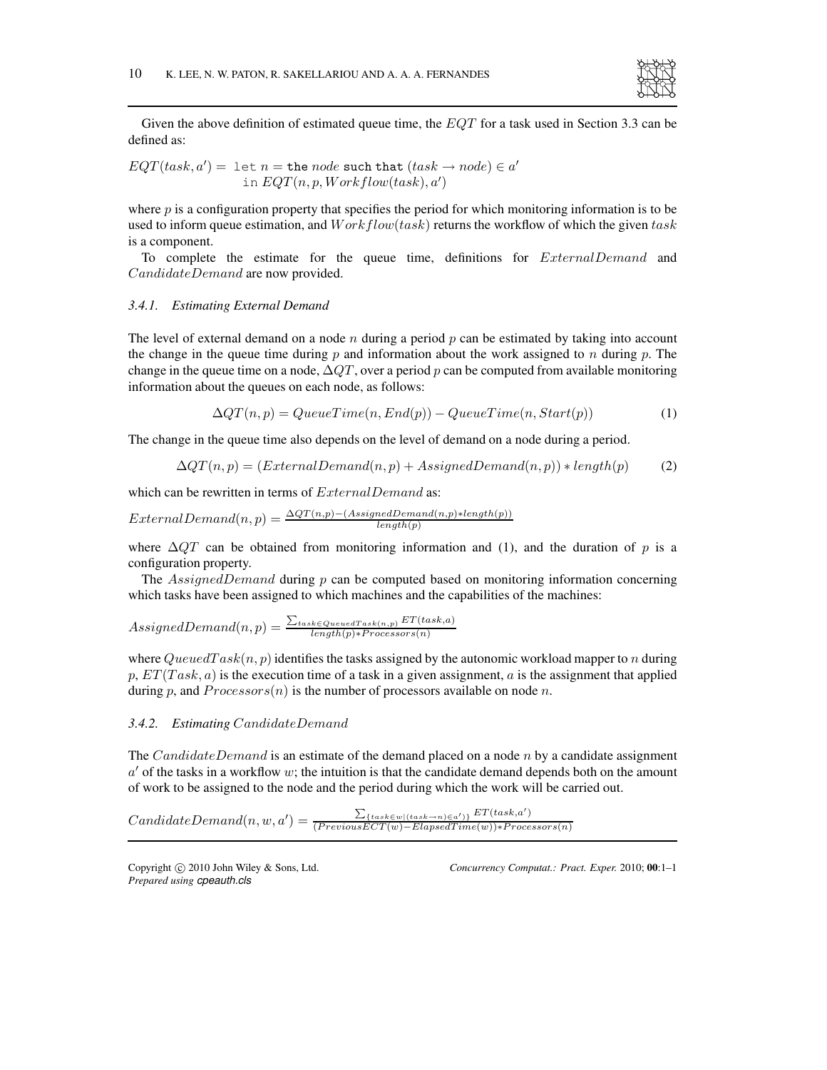Given the above definition of estimated queue time, the $EQT$ for a task used in Section 3.3 can be defined as:

$$EQT(task, a') = \texttt{let } n = \texttt{the } node \texttt{ such that } (task \rightarrow node) \in a' \\ \texttt{in } EQT(n, p, Workflow(task), a')$$

where $p$ is a configuration property that specifies the period for which monitoring information is to be used to inform queue estimation, and $Workflow(task)$ returns the workflow of which the given $task$ is a component.

To complete the estimate for the queue time, definitions for $ExternalDemand$ and $CandidateDemand$ are now provided.

### 3.4.1. Estimating External Demand

The level of external demand on a node $n$ during a period $p$ can be estimated by taking into account the change in the queue time during $p$ and information about the work assigned to $n$ during $p$. The change in the queue time on a node, $\Delta QT$, over a period $p$ can be computed from available monitoring information about the queues on each node, as follows:

$$\Delta QT(n, p) = QueueTime(n, End(p)) - QueueTime(n, Start(p)) \tag{1}$$

The change in the queue time also depends on the level of demand on a node during a period.

$$\Delta QT(n, p) = (ExternalDemand(n, p) + AssignedDemand(n, p)) * length(p) \tag{2}$$

which can be rewritten in terms of $ExternalDemand$ as:

$$ExternalDemand(n, p) = \frac{\Delta QT(n,p) - (AssignedDemand(n,p) * length(p))}{length(p)}$$

where $\Delta QT$ can be obtained from monitoring information and (1), and the duration of $p$ is a configuration property.

The $AssignedDemand$ during $p$ can be computed based on monitoring information concerning which tasks have been assigned to which machines and the capabilities of the machines:

$$AssignedDemand(n, p) = \frac{\sum_{task \in QueuedTask(n,p)} ET(task, a)}{length(p) * Processors(n)}$$

where $QueuedTask(n, p)$ identifies the tasks assigned by the autonomic workload mapper to $n$ during $p$, $ET(Task, a)$ is the execution time of a task in a given assignment, $a$ is the assignment that applied during $p$, and $Processors(n)$ is the number of processors available on node $n$.

### 3.4.2. Estimating $CandidateDemand$

The $CandidateDemand$ is an estimate of the demand placed on a node $n$ by a candidate assignment $a'$ of the tasks in a workflow $w$; the intuition is that the candidate demand depends both on the amount of work to be assigned to the node and the period during which the work will be carried out.

$$CandidateDemand(n, w, a') = \frac{\sum_{\{task \in w | (task \rightarrow n) \in a'\}} ET(task, a')}{(PreviousECT(w) - ElapsedTime(w)) * Processors(n)}$$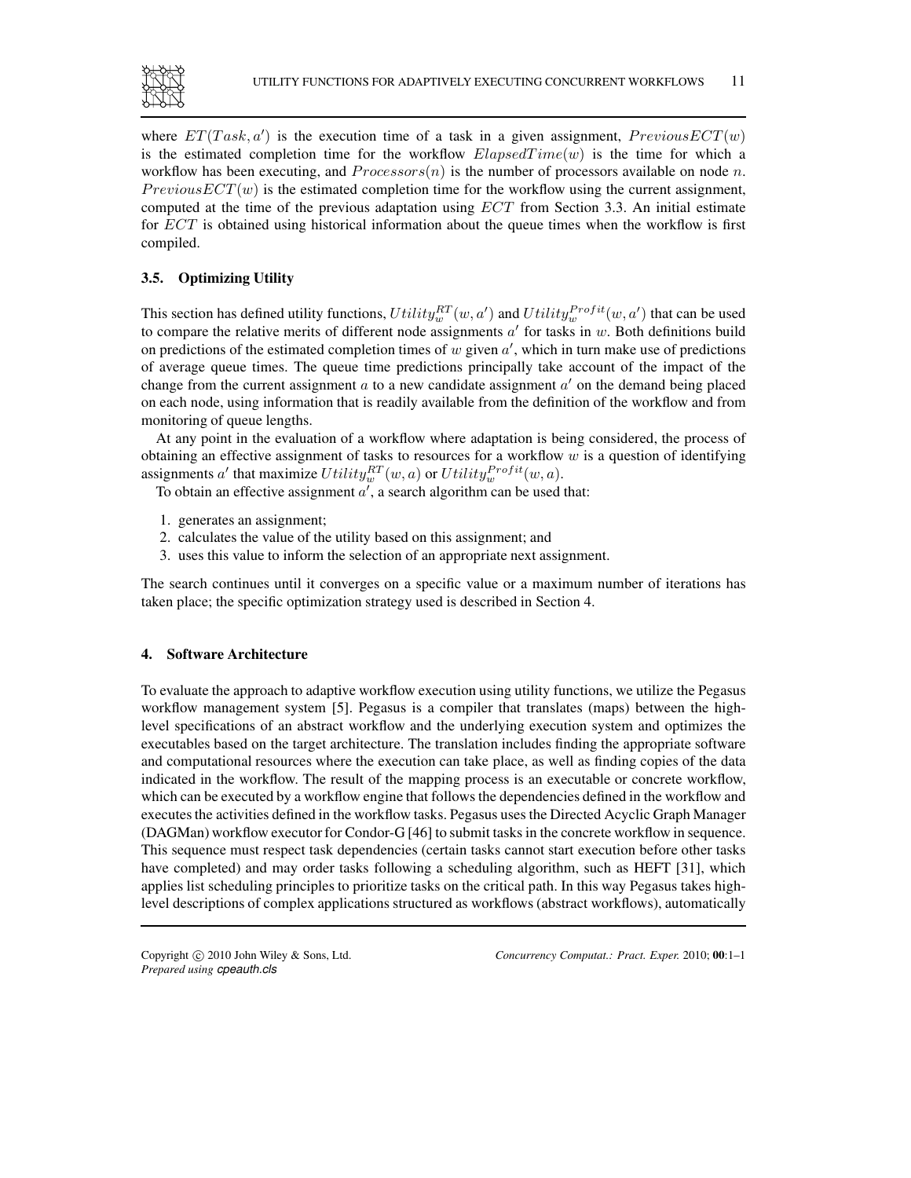where $ET(Task, a')$ is the execution time of a task in a given assignment, $PreviousECT(w)$ is the estimated completion time for the workflow $ElapsedTime(w)$ is the time for which a workflow has been executing, and $Processors(n)$ is the number of processors available on node $n$. $PreviousECT(w)$ is the estimated completion time for the workflow using the current assignment, computed at the time of the previous adaptation using $ECT$ from Section 3.3. An initial estimate for $ECT$ is obtained using historical information about the queue times when the workflow is first compiled.

### 3.5. Optimizing Utility

This section has defined utility functions, $Utility_w^{RT}(w, a')$ and $Utility_w^{Profit}(w, a')$ that can be used to compare the relative merits of different node assignments $a'$ for tasks in $w$. Both definitions build on predictions of the estimated completion times of $w$ given $a'$, which in turn make use of predictions of average queue times. The queue time predictions principally take account of the impact of the change from the current assignment $a$ to a new candidate assignment $a'$ on the demand being placed on each node, using information that is readily available from the definition of the workflow and from monitoring of queue lengths.

At any point in the evaluation of a workflow where adaptation is being considered, the process of obtaining an effective assignment of tasks to resources for a workflow $w$ is a question of identifying assignments $a'$ that maximize $Utility_w^{RT}(w, a)$ or $Utility_w^{Profit}(w, a)$.

To obtain an effective assignment $a'$, a search algorithm can be used that:

1. generates an assignment;
2. calculates the value of the utility based on this assignment; and
3. uses this value to inform the selection of an appropriate next assignment.

The search continues until it converges on a specific value or a maximum number of iterations has taken place; the specific optimization strategy used is described in Section 4.

## 4. Software Architecture

To evaluate the approach to adaptive workflow execution using utility functions, we utilize the Pegasus workflow management system [5]. Pegasus is a compiler that translates (maps) between the high-level specifications of an abstract workflow and the underlying execution system and optimizes the executables based on the target architecture. The translation includes finding the appropriate software and computational resources where the execution can take place, as well as finding copies of the data indicated in the workflow. The result of the mapping process is an executable or concrete workflow, which can be executed by a workflow engine that follows the dependencies defined in the workflow and executes the activities defined in the workflow tasks. Pegasus uses the Directed Acyclic Graph Manager (DAGMan) workflow executor for Condor-G [46] to submit tasks in the concrete workflow in sequence. This sequence must respect task dependencies (certain tasks cannot start execution before other tasks have completed) and may order tasks following a scheduling algorithm, such as HEFT [31], which applies list scheduling principles to prioritize tasks on the critical path. In this way Pegasus takes high-level descriptions of complex applications structured as workflows (abstract workflows), automatically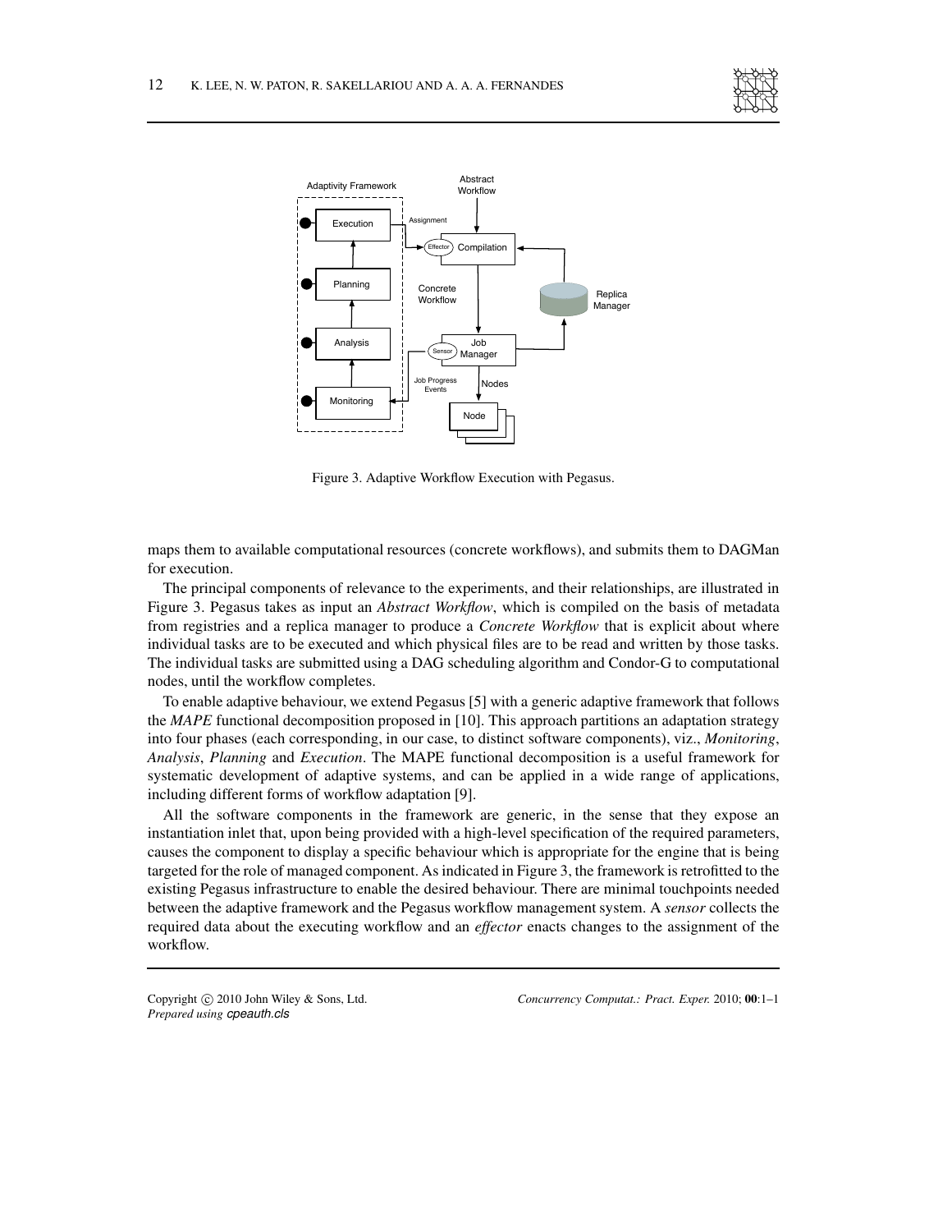Figure 3. Adaptive Workflow Execution with Pegasus.

maps them to available computational resources (concrete workflows), and submits them to DAGMan for execution.

The principal components of relevance to the experiments, and their relationships, are illustrated in Figure 3. Pegasus takes as input an *Abstract Workflow*, which is compiled on the basis of metadata from registries and a replica manager to produce a *Concrete Workflow* that is explicit about where individual tasks are to be executed and which physical files are to be read and written by those tasks. The individual tasks are submitted using a DAG scheduling algorithm and Condor-G to computational nodes, until the workflow completes.

To enable adaptive behaviour, we extend Pegasus [5] with a generic adaptive framework that follows the *MAPE* functional decomposition proposed in [10]. This approach partitions an adaptation strategy into four phases (each corresponding, in our case, to distinct software components), viz., *Monitoring*, *Analysis*, *Planning* and *Execution*. The MAPE functional decomposition is a useful framework for systematic development of adaptive systems, and can be applied in a wide range of applications, including different forms of workflow adaptation [9].

All the software components in the framework are generic, in the sense that they expose an instantiation inlet that, upon being provided with a high-level specification of the required parameters, causes the component to display a specific behaviour which is appropriate for the engine that is being targeted for the role of managed component. As indicated in Figure 3, the framework is retrofitted to the existing Pegasus infrastructure to enable the desired behaviour. There are minimal touchpoints needed between the adaptive framework and the Pegasus workflow management system. A *sensor* collects the required data about the executing workflow and an *effector* enacts changes to the assignment of the workflow.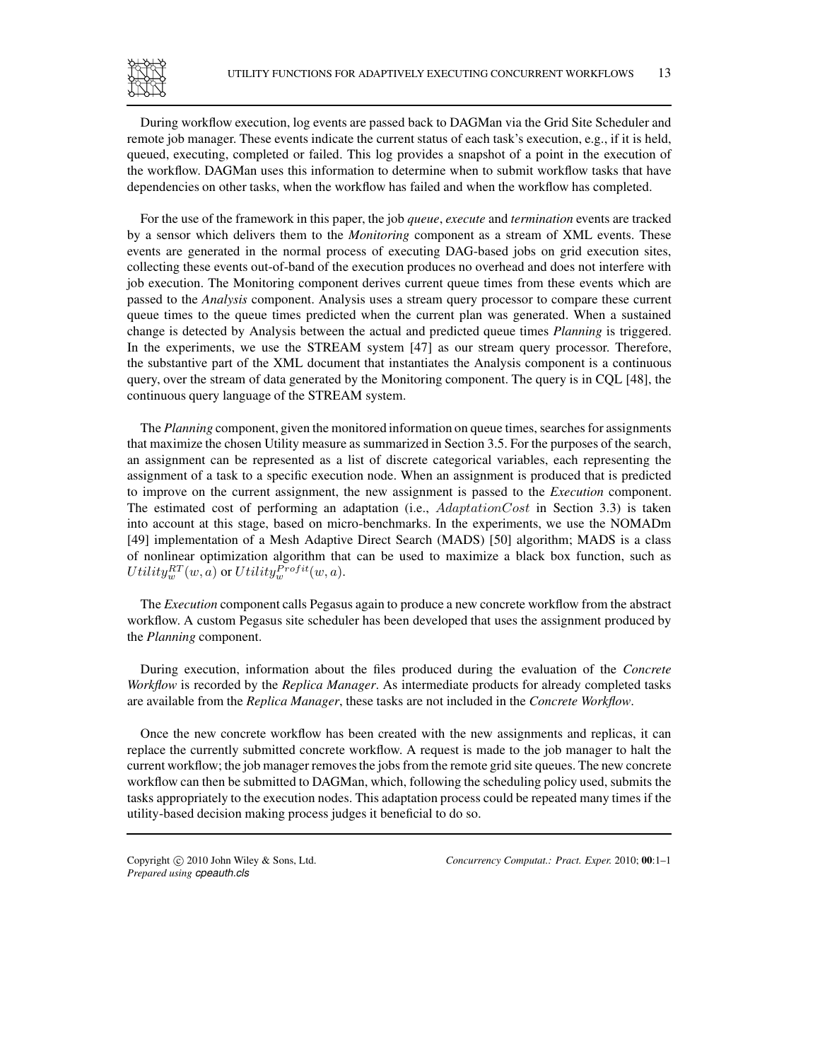During workflow execution, log events are passed back to DAGMan via the Grid Site Scheduler and remote job manager. These events indicate the current status of each task's execution, e.g., if it is held, queued, executing, completed or failed. This log provides a snapshot of a point in the execution of the workflow. DAGMan uses this information to determine when to submit workflow tasks that have dependencies on other tasks, when the workflow has failed and when the workflow has completed.

For the use of the framework in this paper, the job *queue*, *execute* and *termination* events are tracked by a sensor which delivers them to the *Monitoring* component as a stream of XML events. These events are generated in the normal process of executing DAG-based jobs on grid execution sites, collecting these events out-of-band of the execution produces no overhead and does not interfere with job execution. The Monitoring component derives current queue times from these events which are passed to the *Analysis* component. Analysis uses a stream query processor to compare these current queue times to the queue times predicted when the current plan was generated. When a sustained change is detected by Analysis between the actual and predicted queue times *Planning* is triggered. In the experiments, we use the STREAM system [47] as our stream query processor. Therefore, the substantive part of the XML document that instantiates the Analysis component is a continuous query, over the stream of data generated by the Monitoring component. The query is in CQL [48], the continuous query language of the STREAM system.

The *Planning* component, given the monitored information on queue times, searches for assignments that maximize the chosen Utility measure as summarized in Section 3.5. For the purposes of the search, an assignment can be represented as a list of discrete categorical variables, each representing the assignment of a task to a specific execution node. When an assignment is produced that is predicted to improve on the current assignment, the new assignment is passed to the *Execution* component. The estimated cost of performing an adaptation (i.e., $AdaptationCost$ in Section 3.3) is taken into account at this stage, based on micro-benchmarks. In the experiments, we use the NOMADm [49] implementation of a Mesh Adaptive Direct Search (MADS) [50] algorithm; MADS is a class of nonlinear optimization algorithm that can be used to maximize a black box function, such as $Utility_w^{RT}(w, a)$ or $Utility_w^{Profit}(w, a)$.

The *Execution* component calls Pegasus again to produce a new concrete workflow from the abstract workflow. A custom Pegasus site scheduler has been developed that uses the assignment produced by the *Planning* component.

During execution, information about the files produced during the evaluation of the *Concrete Workflow* is recorded by the *Replica Manager*. As intermediate products for already completed tasks are available from the *Replica Manager*, these tasks are not included in the *Concrete Workflow*.

Once the new concrete workflow has been created with the new assignments and replicas, it can replace the currently submitted concrete workflow. A request is made to the job manager to halt the current workflow; the job manager removes the jobs from the remote grid site queues. The new concrete workflow can then be submitted to DAGMan, which, following the scheduling policy used, submits the tasks appropriately to the execution nodes. This adaptation process could be repeated many times if the utility-based decision making process judges it beneficial to do so.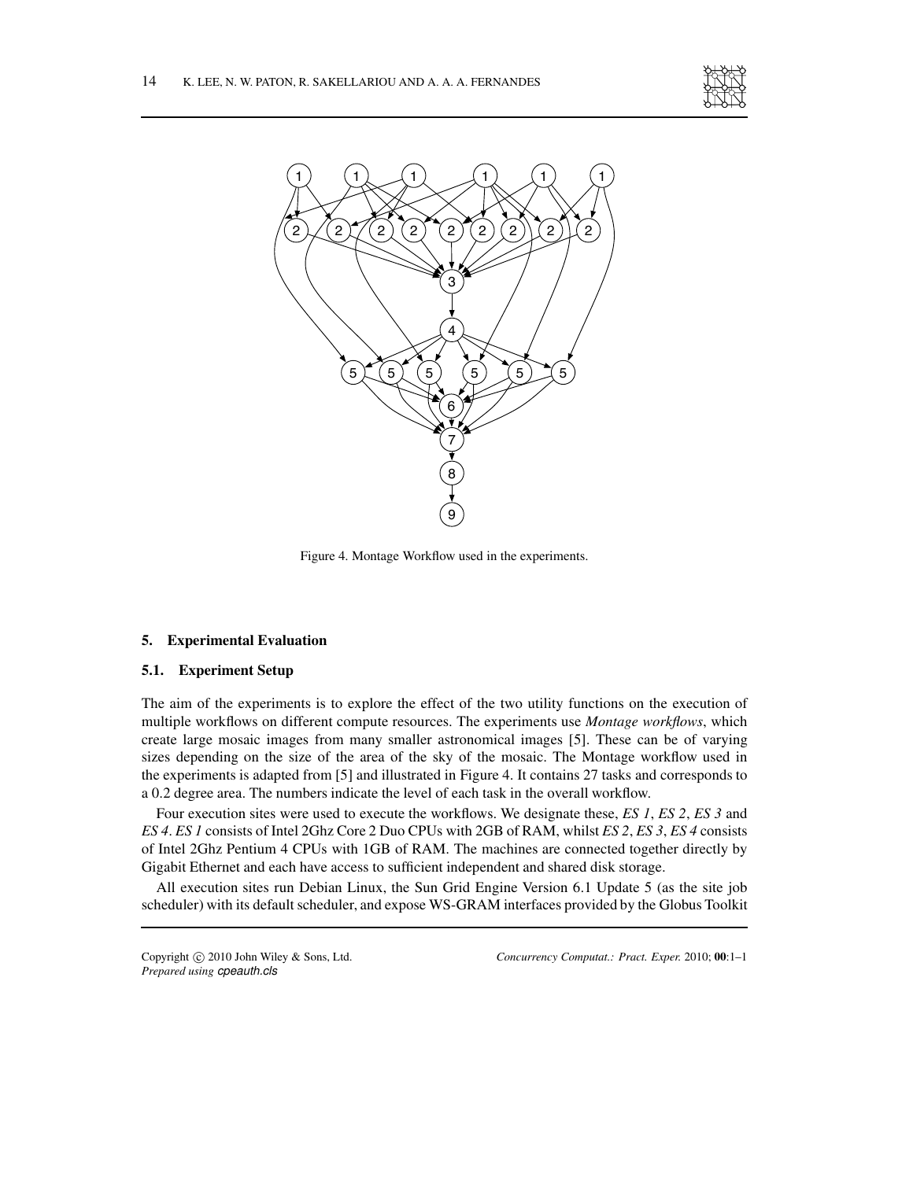Figure 4. Montage Workflow used in the experiments.

## 5. Experimental Evaluation

### 5.1. Experiment Setup

The aim of the experiments is to explore the effect of the two utility functions on the execution of multiple workflows on different compute resources. The experiments use *Montage workflows*, which create large mosaic images from many smaller astronomical images [5]. These can be of varying sizes depending on the size of the area of the sky of the mosaic. The Montage workflow used in the experiments is adapted from [5] and illustrated in Figure 4. It contains 27 tasks and corresponds to a 0.2 degree area. The numbers indicate the level of each task in the overall workflow.

Four execution sites were used to execute the workflows. We designate these, *ES 1*, *ES 2*, *ES 3* and *ES 4*. *ES 1* consists of Intel 2Ghz Core 2 Duo CPUs with 2GB of RAM, whilst *ES 2*, *ES 3*, *ES 4* consists of Intel 2Ghz Pentium 4 CPUs with 1GB of RAM. The machines are connected together directly by Gigabit Ethernet and each have access to sufficient independent and shared disk storage.

All execution sites run Debian Linux, the Sun Grid Engine Version 6.1 Update 5 (as the site job scheduler) with its default scheduler, and expose WS-GRAM interfaces provided by the Globus Toolkit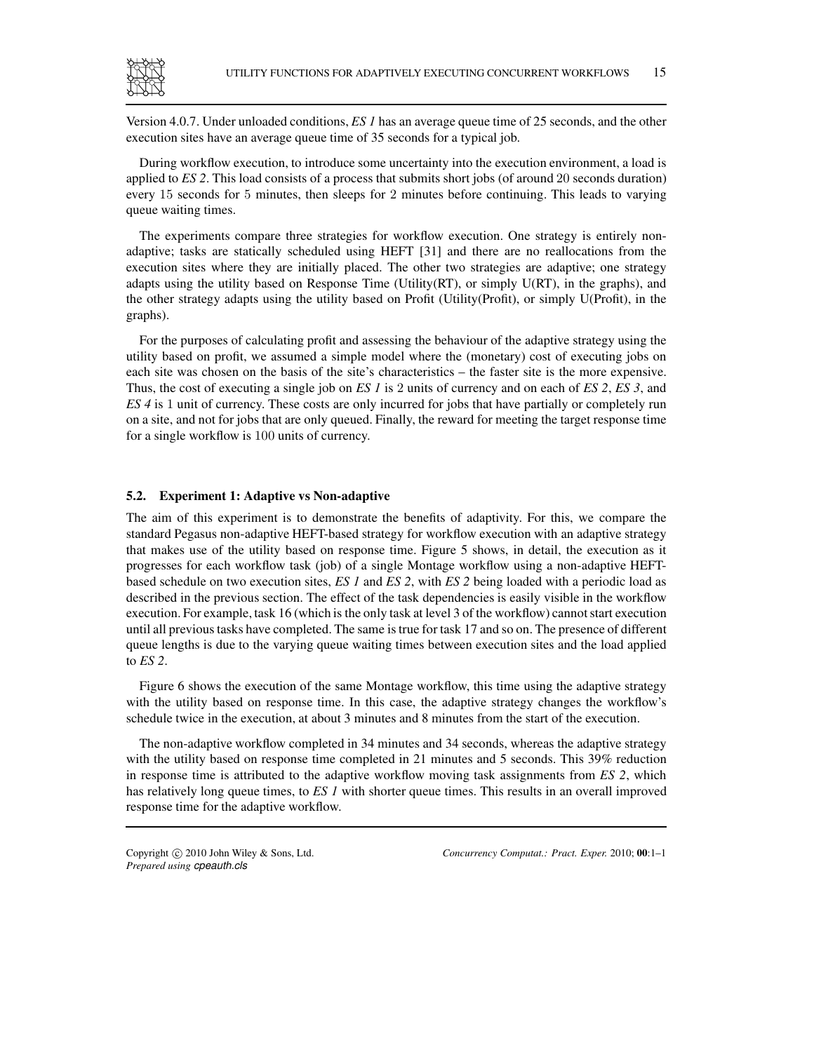Version 4.0.7. Under unloaded conditions, *ES 1* has an average queue time of 25 seconds, and the other execution sites have an average queue time of 35 seconds for a typical job.

During workflow execution, to introduce some uncertainty into the execution environment, a load is applied to *ES 2*. This load consists of a process that submits short jobs (of around 20 seconds duration) every 15 seconds for 5 minutes, then sleeps for 2 minutes before continuing. This leads to varying queue waiting times.

The experiments compare three strategies for workflow execution. One strategy is entirely non-adaptive; tasks are statically scheduled using HEFT [31] and there are no reallocations from the execution sites where they are initially placed. The other two strategies are adaptive; one strategy adapts using the utility based on Response Time (Utility(RT), or simply U(RT), in the graphs), and the other strategy adapts using the utility based on Profit (Utility(Profit), or simply U(Profit), in the graphs).

For the purposes of calculating profit and assessing the behaviour of the adaptive strategy using the utility based on profit, we assumed a simple model where the (monetary) cost of executing jobs on each site was chosen on the basis of the site's characteristics – the faster site is the more expensive. Thus, the cost of executing a single job on *ES 1* is 2 units of currency and on each of *ES 2*, *ES 3*, and *ES 4* is 1 unit of currency. These costs are only incurred for jobs that have partially or completely run on a site, and not for jobs that are only queued. Finally, the reward for meeting the target response time for a single workflow is 100 units of currency.

### 5.2. Experiment 1: Adaptive vs Non-adaptive

The aim of this experiment is to demonstrate the benefits of adaptivity. For this, we compare the standard Pegasus non-adaptive HEFT-based strategy for workflow execution with an adaptive strategy that makes use of the utility based on response time. Figure 5 shows, in detail, the execution as it progresses for each workflow task (job) of a single Montage workflow using a non-adaptive HEFT-based schedule on two execution sites, *ES 1* and *ES 2*, with *ES 2* being loaded with a periodic load as described in the previous section. The effect of the task dependencies is easily visible in the workflow execution. For example, task 16 (which is the only task at level 3 of the workflow) cannot start execution until all previous tasks have completed. The same is true for task 17 and so on. The presence of different queue lengths is due to the varying queue waiting times between execution sites and the load applied to *ES 2*.

Figure 6 shows the execution of the same Montage workflow, this time using the adaptive strategy with the utility based on response time. In this case, the adaptive strategy changes the workflow's schedule twice in the execution, at about 3 minutes and 8 minutes from the start of the execution.

The non-adaptive workflow completed in 34 minutes and 34 seconds, whereas the adaptive strategy with the utility based on response time completed in 21 minutes and 5 seconds. This 39% reduction in response time is attributed to the adaptive workflow moving task assignments from *ES 2*, which has relatively long queue times, to *ES 1* with shorter queue times. This results in an overall improved response time for the adaptive workflow.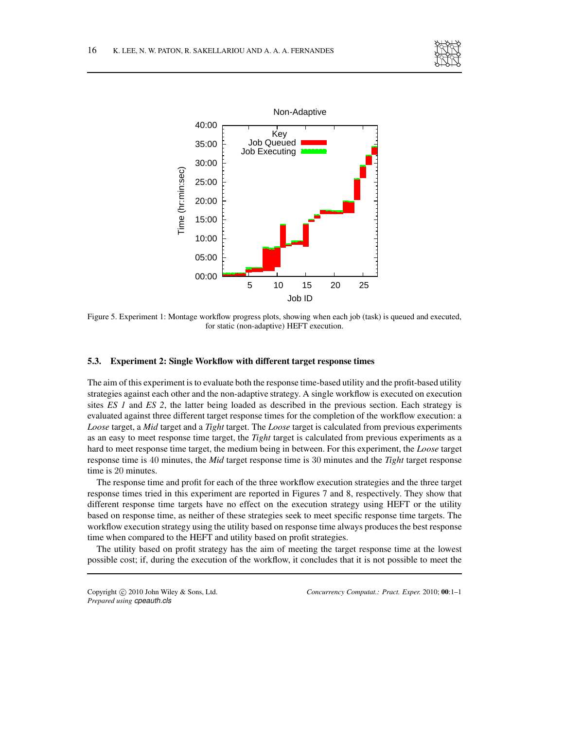Figure 5. Experiment 1: Montage workflow progress plots, showing when each job (task) is queued and executed, for static (non-adaptive) HEFT execution.

### 5.3. Experiment 2: Single Workflow with different target response times

The aim of this experiment is to evaluate both the response time-based utility and the profit-based utility strategies against each other and the non-adaptive strategy. A single workflow is executed on execution sites *ES 1* and *ES 2*, the latter being loaded as described in the previous section. Each strategy is evaluated against three different target response times for the completion of the workflow execution: a *Loose* target, a *Mid* target and a *Tight* target. The *Loose* target is calculated from previous experiments as an easy to meet response time target, the *Tight* target is calculated from previous experiments as a hard to meet response time target, the medium being in between. For this experiment, the *Loose* target response time is 40 minutes, the *Mid* target response time is 30 minutes and the *Tight* target response time is 20 minutes.

The response time and profit for each of the three workflow execution strategies and the three target response times tried in this experiment are reported in Figures 7 and 8, respectively. They show that different response time targets have no effect on the execution strategy using HEFT or the utility based on response time, as neither of these strategies seek to meet specific response time targets. The workflow execution strategy using the utility based on response time always produces the best response time when compared to the HEFT and utility based on profit strategies.

The utility based on profit strategy has the aim of meeting the target response time at the lowest possible cost; if, during the execution of the workflow, it concludes that it is not possible to meet the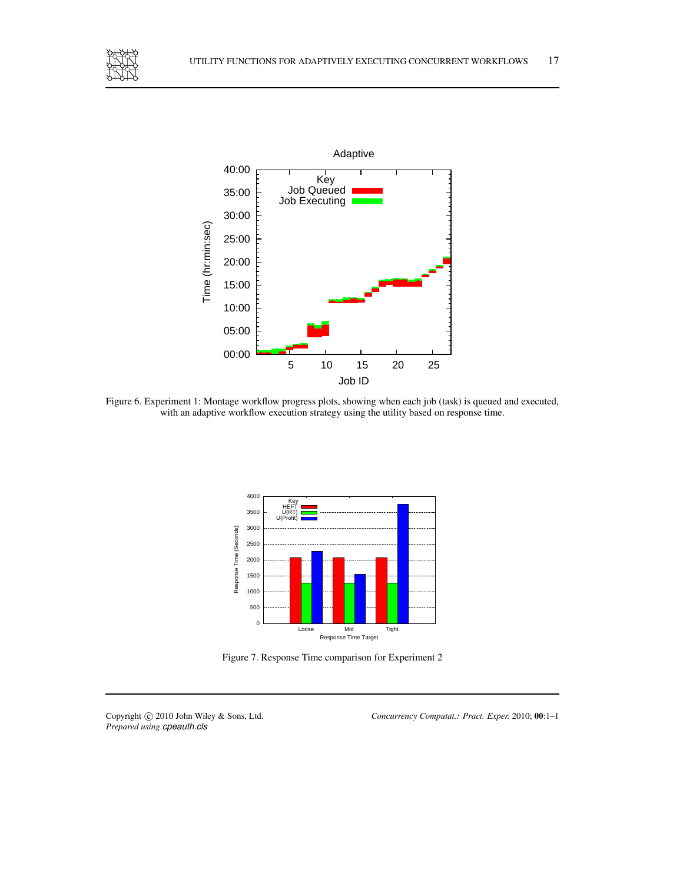Figure 6. Experiment 1: Montage workflow progress plots, showing when each job (task) is queued and executed, with an adaptive workflow execution strategy using the utility based on response time.

Figure 7. Response Time comparison for Experiment 2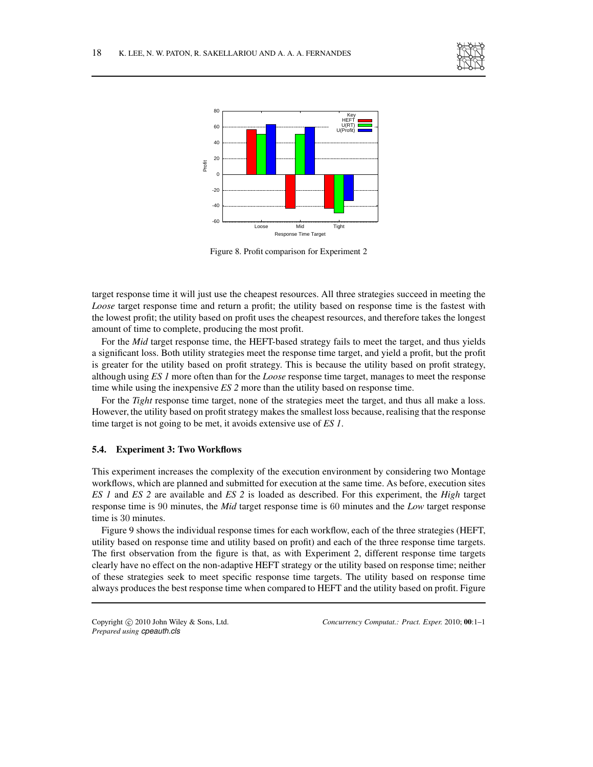Figure 8. Profit comparison for Experiment 2

target response time it will just use the cheapest resources. All three strategies succeed in meeting the *Loose* target response time and return a profit; the utility based on response time is the fastest with the lowest profit; the utility based on profit uses the cheapest resources, and therefore takes the longest amount of time to complete, producing the most profit.

For the *Mid* target response time, the HEFT-based strategy fails to meet the target, and thus yields a significant loss. Both utility strategies meet the response time target, and yield a profit, but the profit is greater for the utility based on profit strategy. This is because the utility based on profit strategy, although using *ES 1* more often than for the *Loose* response time target, manages to meet the response time while using the inexpensive *ES 2* more than the utility based on response time.

For the *Tight* response time target, none of the strategies meet the target, and thus all make a loss. However, the utility based on profit strategy makes the smallest loss because, realising that the response time target is not going to be met, it avoids extensive use of *ES 1*.

### 5.4. Experiment 3: Two Workflows

This experiment increases the complexity of the execution environment by considering two Montage workflows, which are planned and submitted for execution at the same time. As before, execution sites *ES 1* and *ES 2* are available and *ES 2* is loaded as described. For this experiment, the *High* target response time is 90 minutes, the *Mid* target response time is 60 minutes and the *Low* target response time is 30 minutes.

Figure 9 shows the individual response times for each workflow, each of the three strategies (HEFT, utility based on response time and utility based on profit) and each of the three response time targets. The first observation from the figure is that, as with Experiment 2, different response time targets clearly have no effect on the non-adaptive HEFT strategy or the utility based on response time; neither of these strategies seek to meet specific response time targets. The utility based on response time always produces the best response time when compared to HEFT and the utility based on profit. Figure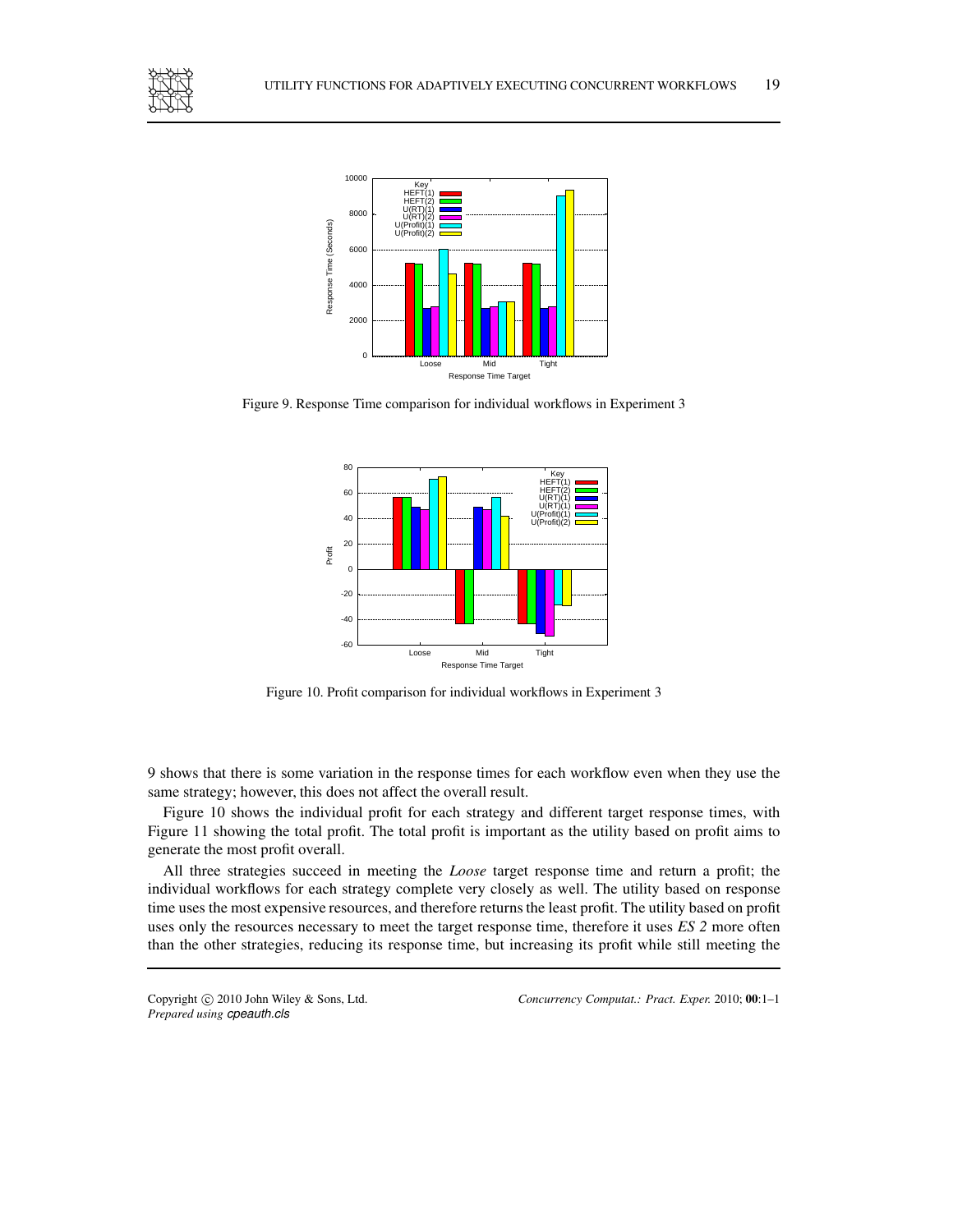Figure 9. Response Time comparison for individual workflows in Experiment 3

Figure 10. Profit comparison for individual workflows in Experiment 3

9 shows that there is some variation in the response times for each workflow even when they use the same strategy; however, this does not affect the overall result.

Figure 10 shows the individual profit for each strategy and different target response times, with Figure 11 showing the total profit. The total profit is important as the utility based on profit aims to generate the most profit overall.

All three strategies succeed in meeting the *Loose* target response time and return a profit; the individual workflows for each strategy complete very closely as well. The utility based on response time uses the most expensive resources, and therefore returns the least profit. The utility based on profit uses only the resources necessary to meet the target response time, therefore it uses *ES 2* more often than the other strategies, reducing its response time, but increasing its profit while still meeting the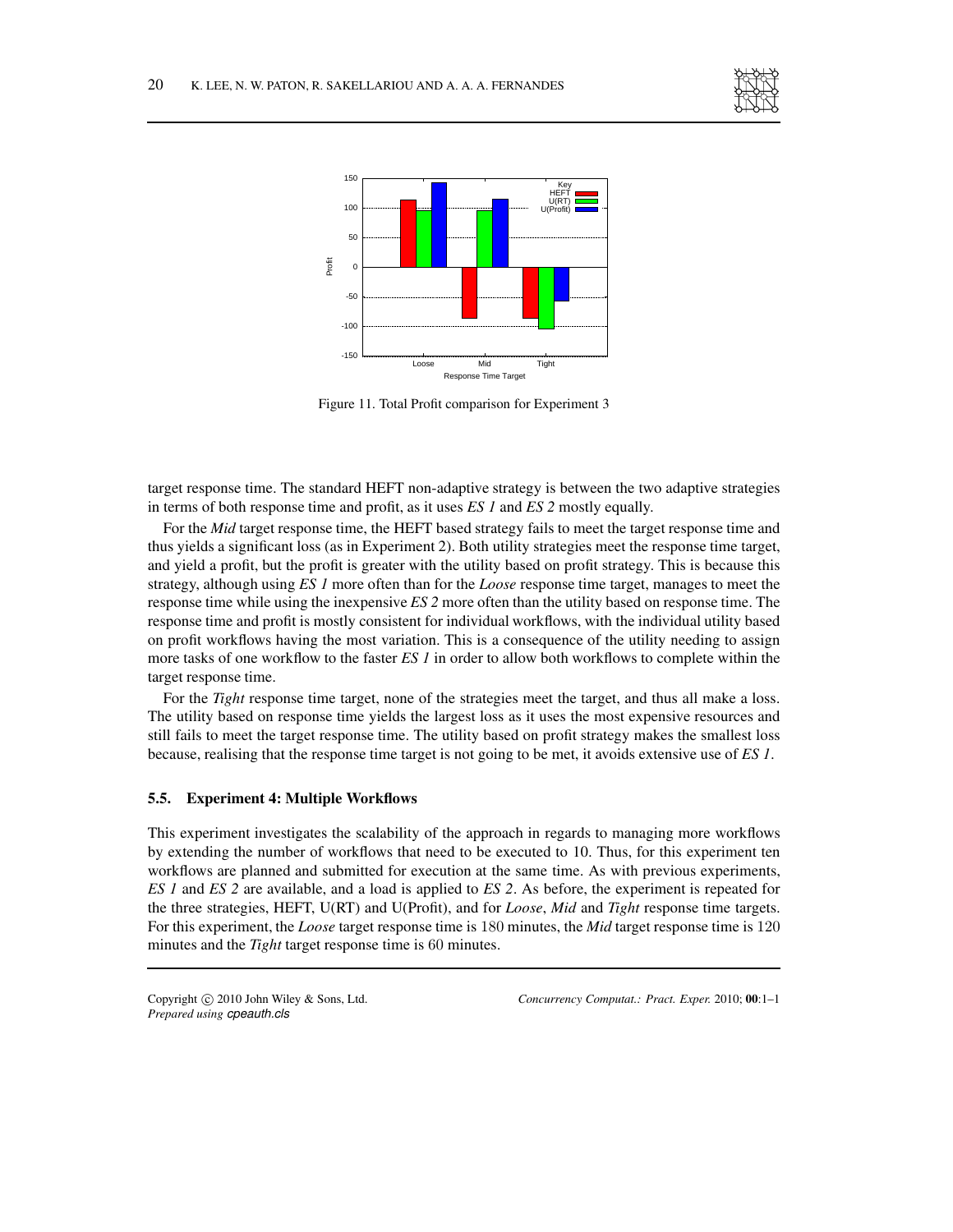Figure 11. Total Profit comparison for Experiment 3

target response time. The standard HEFT non-adaptive strategy is between the two adaptive strategies in terms of both response time and profit, as it uses *ES 1* and *ES 2* mostly equally.

For the *Mid* target response time, the HEFT based strategy fails to meet the target response time and thus yields a significant loss (as in Experiment 2). Both utility strategies meet the response time target, and yield a profit, but the profit is greater with the utility based on profit strategy. This is because this strategy, although using *ES 1* more often than for the *Loose* response time target, manages to meet the response time while using the inexpensive *ES 2* more often than the utility based on response time. The response time and profit is mostly consistent for individual workflows, with the individual utility based on profit workflows having the most variation. This is a consequence of the utility needing to assign more tasks of one workflow to the faster *ES 1* in order to allow both workflows to complete within the target response time.

For the *Tight* response time target, none of the strategies meet the target, and thus all make a loss. The utility based on response time yields the largest loss as it uses the most expensive resources and still fails to meet the target response time. The utility based on profit strategy makes the smallest loss because, realising that the response time target is not going to be met, it avoids extensive use of *ES 1*.

### 5.5. Experiment 4: Multiple Workflows

This experiment investigates the scalability of the approach in regards to managing more workflows by extending the number of workflows that need to be executed to 10. Thus, for this experiment ten workflows are planned and submitted for execution at the same time. As with previous experiments, *ES 1* and *ES 2* are available, and a load is applied to *ES 2*. As before, the experiment is repeated for the three strategies, HEFT, U(RT) and U(Profit), and for *Loose*, *Mid* and *Tight* response time targets. For this experiment, the *Loose* target response time is 180 minutes, the *Mid* target response time is 120 minutes and the *Tight* target response time is 60 minutes.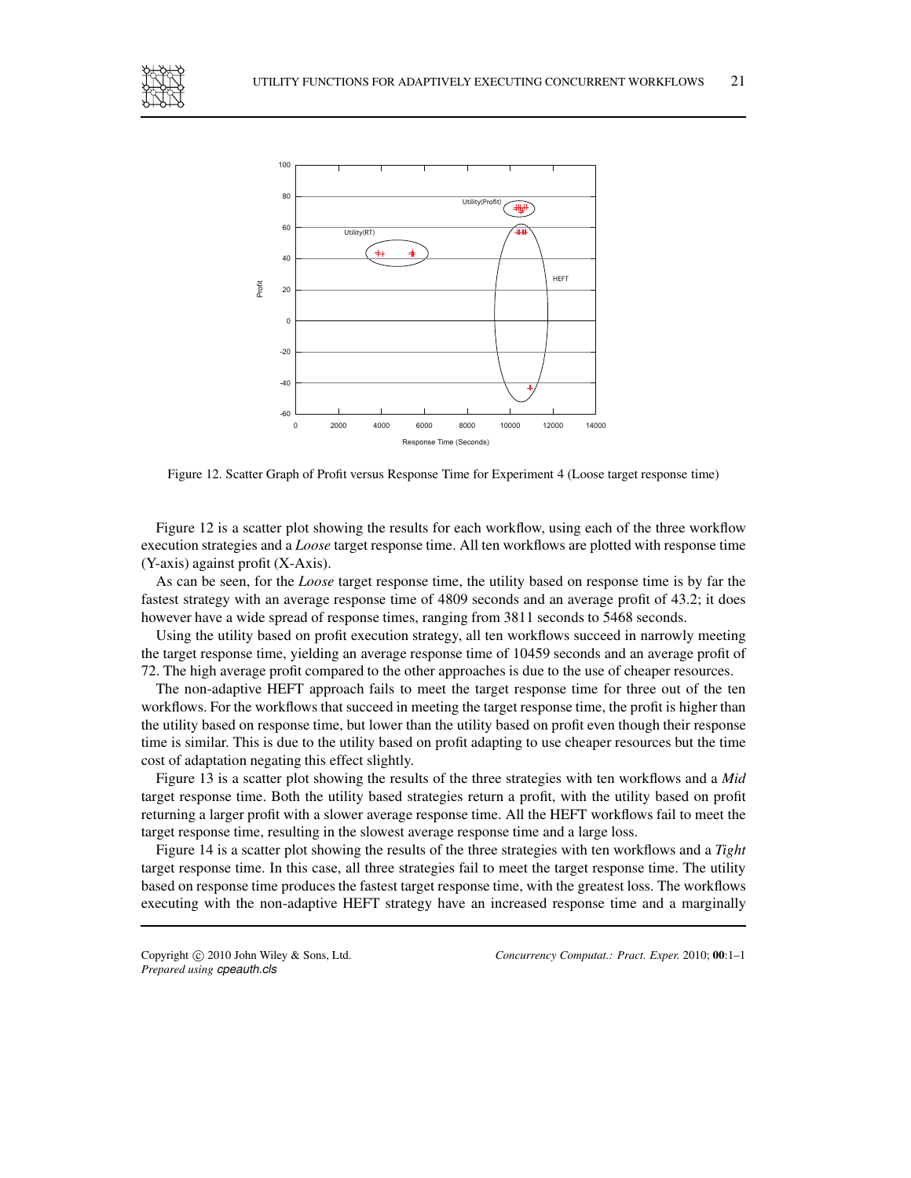Figure 12. Scatter Graph of Profit versus Response Time for Experiment 4 (Loose target response time)

Figure 12 is a scatter plot showing the results for each workflow, using each of the three workflow execution strategies and a *Loose* target response time. All ten workflows are plotted with response time (Y-axis) against profit (X-Axis).

As can be seen, for the *Loose* target response time, the utility based on response time is by far the fastest strategy with an average response time of 4809 seconds and an average profit of 43.2; it does however have a wide spread of response times, ranging from 3811 seconds to 5468 seconds.

Using the utility based on profit execution strategy, all ten workflows succeed in narrowly meeting the target response time, yielding an average response time of 10459 seconds and an average profit of 72. The high average profit compared to the other approaches is due to the use of cheaper resources.

The non-adaptive HEFT approach fails to meet the target response time for three out of the ten workflows. For the workflows that succeed in meeting the target response time, the profit is higher than the utility based on response time, but lower than the utility based on profit even though their response time is similar. This is due to the utility based on profit adapting to use cheaper resources but the time cost of adaptation negating this effect slightly.

Figure 13 is a scatter plot showing the results of the three strategies with ten workflows and a *Mid* target response time. Both the utility based strategies return a profit, with the utility based on profit returning a larger profit with a slower average response time. All the HEFT workflows fail to meet the target response time, resulting in the slowest average response time and a large loss.

Figure 14 is a scatter plot showing the results of the three strategies with ten workflows and a *Tight* target response time. In this case, all three strategies fail to meet the target response time. The utility based on response time produces the fastest target response time, with the greatest loss. The workflows executing with the non-adaptive HEFT strategy have an increased response time and a marginally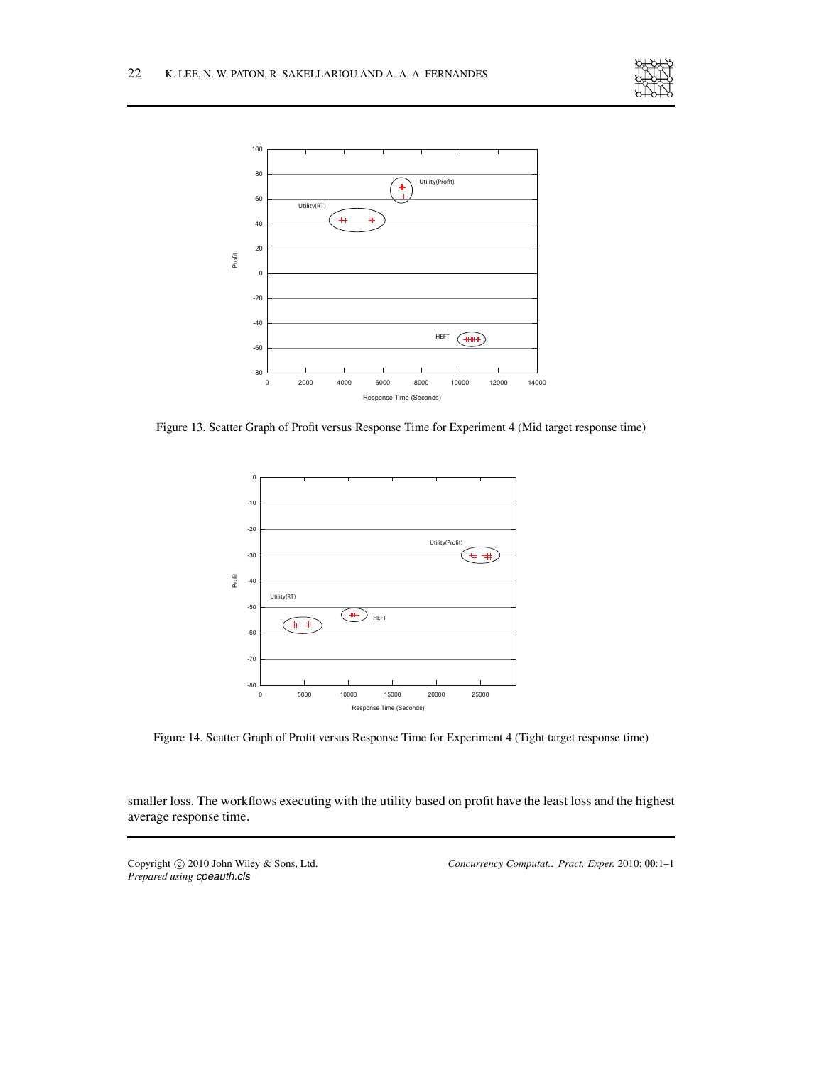Figure 13. Scatter Graph of Profit versus Response Time for Experiment 4 (Mid target response time)

Figure 14. Scatter Graph of Profit versus Response Time for Experiment 4 (Tight target response time)

smaller loss. The workflows executing with the utility based on profit have the least loss and the highest average response time.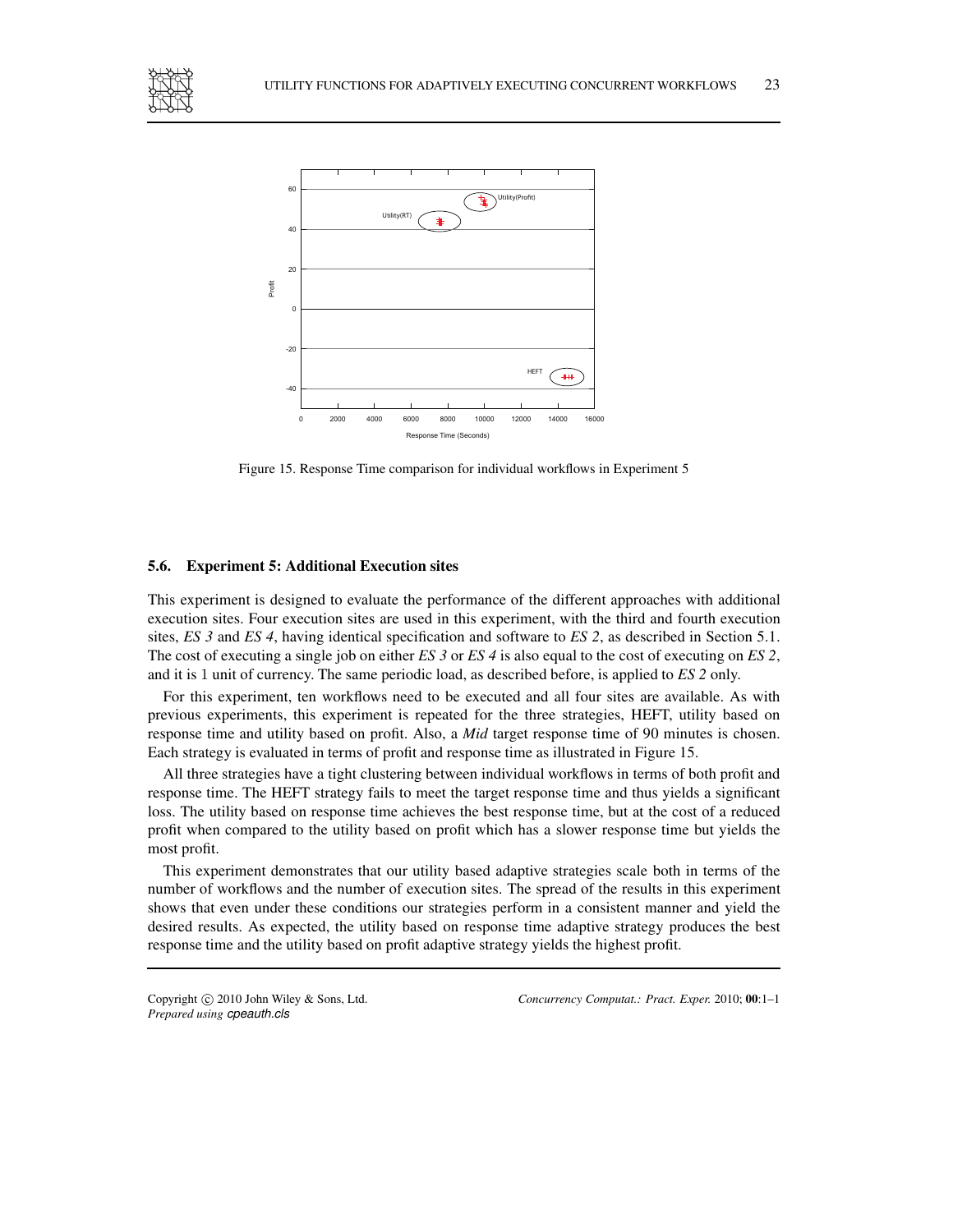Figure 15. Response Time comparison for individual workflows in Experiment 5

### 5.6. Experiment 5: Additional Execution sites

This experiment is designed to evaluate the performance of the different approaches with additional execution sites. Four execution sites are used in this experiment, with the third and fourth execution sites, *ES 3* and *ES 4*, having identical specification and software to *ES 2*, as described in Section 5.1. The cost of executing a single job on either *ES 3* or *ES 4* is also equal to the cost of executing on *ES 2*, and it is 1 unit of currency. The same periodic load, as described before, is applied to *ES 2* only.

For this experiment, ten workflows need to be executed and all four sites are available. As with previous experiments, this experiment is repeated for the three strategies, HEFT, utility based on response time and utility based on profit. Also, a *Mid* target response time of 90 minutes is chosen. Each strategy is evaluated in terms of profit and response time as illustrated in Figure 15.

All three strategies have a tight clustering between individual workflows in terms of both profit and response time. The HEFT strategy fails to meet the target response time and thus yields a significant loss. The utility based on response time achieves the best response time, but at the cost of a reduced profit when compared to the utility based on profit which has a slower response time but yields the most profit.

This experiment demonstrates that our utility based adaptive strategies scale both in terms of the number of workflows and the number of execution sites. The spread of the results in this experiment shows that even under these conditions our strategies perform in a consistent manner and yield the desired results. As expected, the utility based on response time adaptive strategy produces the best response time and the utility based on profit adaptive strategy yields the highest profit.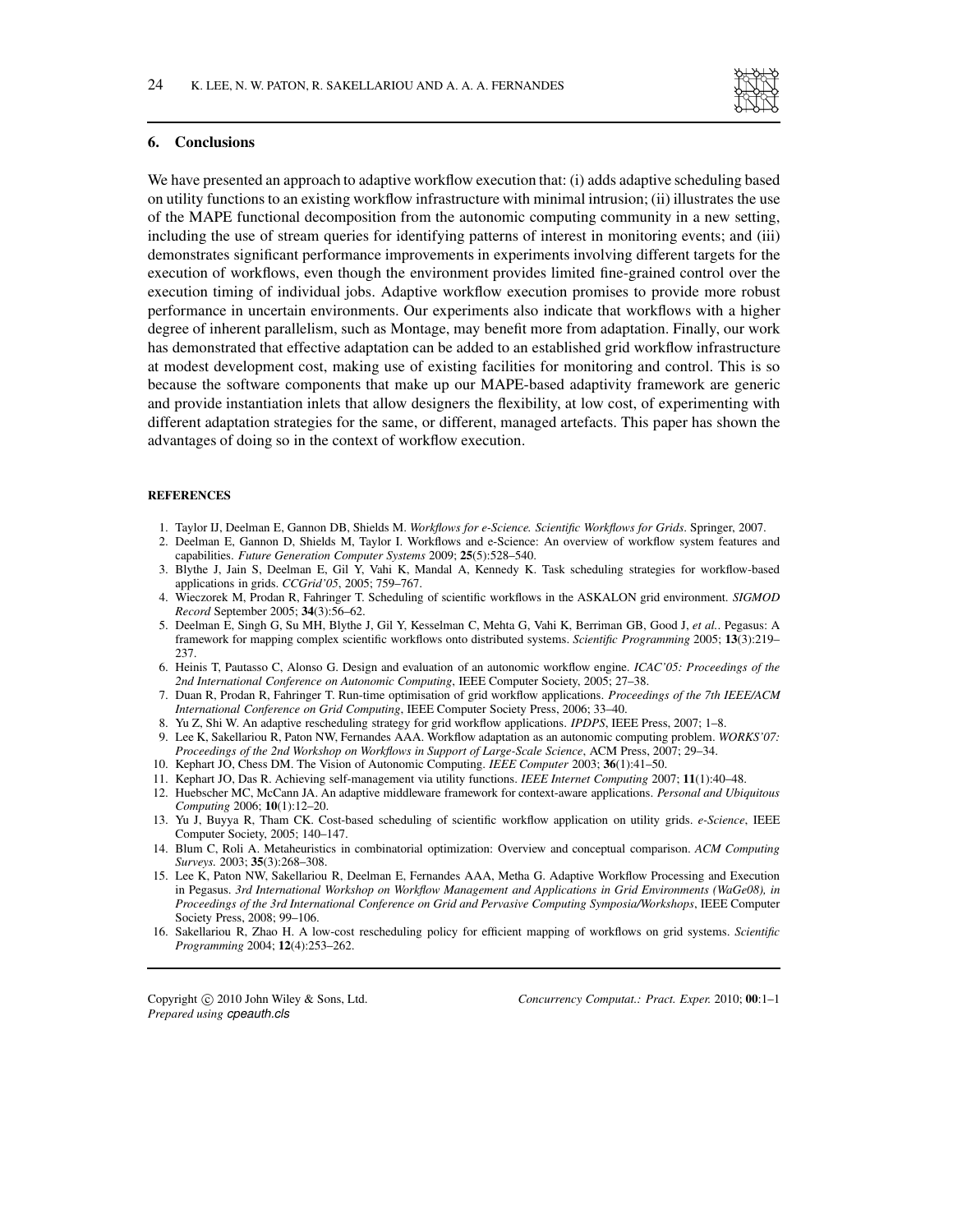## 6. Conclusions

We have presented an approach to adaptive workflow execution that: (i) adds adaptive scheduling based on utility functions to an existing workflow infrastructure with minimal intrusion; (ii) illustrates the use of the MAPE functional decomposition from the autonomic computing community in a new setting, including the use of stream queries for identifying patterns of interest in monitoring events; and (iii) demonstrates significant performance improvements in experiments involving different targets for the execution of workflows, even though the environment provides limited fine-grained control over the execution timing of individual jobs. Adaptive workflow execution promises to provide more robust performance in uncertain environments. Our experiments also indicate that workflows with a higher degree of inherent parallelism, such as Montage, may benefit more from adaptation. Finally, our work has demonstrated that effective adaptation can be added to an established grid workflow infrastructure at modest development cost, making use of existing facilities for monitoring and control. This is so because the software components that make up our MAPE-based adaptivity framework are generic and provide instantiation inlets that allow designers the flexibility, at low cost, of experimenting with different adaptation strategies for the same, or different, managed artefacts. This paper has shown the advantages of doing so in the context of workflow execution.

### REFERENCES

1. Taylor IJ, Deelman E, Gannon DB, Shields M. *Workflows for e-Science. Scientific Workflows for Grids*. Springer, 2007.
2. Deelman E, Gannon D, Shields M, Taylor I. Workflows and e-Science: An overview of workflow system features and capabilities. *Future Generation Computer Systems* 2009; **25**(5):528–540.
3. Blythe J, Jain S, Deelman E, Gil Y, Vahi K, Mandal A, Kennedy K. Task scheduling strategies for workflow-based applications in grids. *CCGrid'05*, 2005; 759–767.
4. Wieczorek M, Prodan R, Fahringer T. Scheduling of scientific workflows in the ASKALON grid environment. *SIGMOD Record* September 2005; **34**(3):56–62.
5. Deelman E, Singh G, Su MH, Blythe J, Gil Y, Kesselman C, Mehta G, Vahi K, Berriman GB, Good J, *et al.*. Pegasus: A framework for mapping complex scientific workflows onto distributed systems. *Scientific Programming* 2005; **13**(3):219–237.
6. Heinis T, Pautasso C, Alonso G. Design and evaluation of an autonomic workflow engine. *ICAC'05: Proceedings of the 2nd International Conference on Autonomic Computing*, IEEE Computer Society, 2005; 27–38.
7. Duan R, Prodan R, Fahringer T. Run-time optimisation of grid workflow applications. *Proceedings of the 7th IEEE/ACM International Conference on Grid Computing*, IEEE Computer Society Press, 2006; 33–40.
8. Yu Z, Shi W. An adaptive rescheduling strategy for grid workflow applications. *IPDPS*, IEEE Press, 2007; 1–8.
9. Lee K, Sakellariou R, Paton NW, Fernandes AAA. Workflow adaptation as an autonomic computing problem. *WORKS'07: Proceedings of the 2nd Workshop on Workflows in Support of Large-Scale Science*, ACM Press, 2007; 29–34.
10. Kephart JO, Chess DM. The Vision of Autonomic Computing. *IEEE Computer* 2003; **36**(1):41–50.
11. Kephart JO, Das R. Achieving self-management via utility functions. *IEEE Internet Computing* 2007; **11**(1):40–48.
12. Huebscher MC, McCann JA. An adaptive middleware framework for context-aware applications. *Personal and Ubiquitous Computing* 2006; **10**(1):12–20.
13. Yu J, Buyya R, Tham CK. Cost-based scheduling of scientific workflow application on utility grids. *e-Science*, IEEE Computer Society, 2005; 140–147.
14. Blum C, Roli A. Metaheuristics in combinatorial optimization: Overview and conceptual comparison. *ACM Computing Surveys.* 2003; **35**(3):268–308.
15. Lee K, Paton NW, Sakellariou R, Deelman E, Fernandes AAA, Metha G. Adaptive Workflow Processing and Execution in Pegasus. *3rd International Workshop on Workflow Management and Applications in Grid Environments (WaGe08), in Proceedings of the 3rd International Conference on Grid and Pervasive Computing Symposia/Workshops*, IEEE Computer Society Press, 2008; 99–106.
16. Sakellariou R, Zhao H. A low-cost rescheduling policy for efficient mapping of workflows on grid systems. *Scientific Programming* 2004; **12**(4):253–262.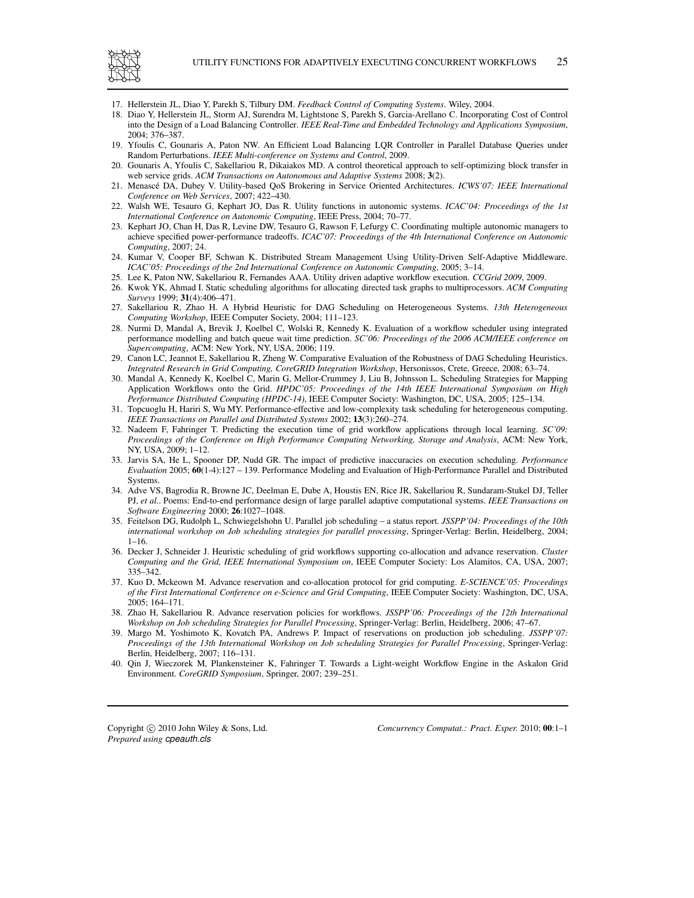17. Hellerstein JL, Diao Y, Parekh S, Tilbury DM. *Feedback Control of Computing Systems*. Wiley, 2004.
18. Diao Y, Hellerstein JL, Storm AJ, Surendra M, Lightstone S, Parekh S, Garcia-Arellano C. Incorporating Cost of Control into the Design of a Load Balancing Controller. *IEEE Real-Time and Embedded Technology and Applications Symposium*, 2004; 376–387.
19. Yfoulis C, Gounaris A, Paton NW. An Efficient Load Balancing LQR Controller in Parallel Database Queries under Random Perturbations. *IEEE Multi-conference on Systems and Control*, 2009.
20. Gounaris A, Yfoulis C, Sakellariou R, Dikaiakos MD. A control theoretical approach to self-optimizing block transfer in web service grids. *ACM Transactions on Autonomous and Adaptive Systems* 2008; **3**(2).
21. Menascé DA, Dubey V. Utility-based QoS Brokering in Service Oriented Architectures. *ICWS'07: IEEE International Conference on Web Services*, 2007; 422–430.
22. Walsh WE, Tesauro G, Kephart JO, Das R. Utility functions in autonomic systems. *ICAC'04: Proceedings of the 1st International Conference on Autonomic Computing*, IEEE Press, 2004; 70–77.
23. Kephart JO, Chan H, Das R, Levine DW, Tesauro G, Rawson F, Lefurgy C. Coordinating multiple autonomic managers to achieve specified power-performance tradeoffs. *ICAC'07: Proceedings of the 4th International Conference on Autonomic Computing*, 2007; 24.
24. Kumar V, Cooper BF, Schwan K. Distributed Stream Management Using Utility-Driven Self-Adaptive Middleware. *ICAC'05: Proceedings of the 2nd International Conference on Autonomic Computing*, 2005; 3–14.
25. Lee K, Paton NW, Sakellariou R, Fernandes AAA. Utility driven adaptive workflow execution. *CCGrid 2009*, 2009.
26. Kwok YK, Ahmad I. Static scheduling algorithms for allocating directed task graphs to multiprocessors. *ACM Computing Surveys* 1999; **31**(4):406–471.
27. Sakellariou R, Zhao H. A Hybrid Heuristic for DAG Scheduling on Heterogeneous Systems. *13th Heterogeneous Computing Workshop*, IEEE Computer Society, 2004; 111–123.
28. Nurmi D, Mandal A, Brevik J, Koelbel C, Wolski R, Kennedy K. Evaluation of a workflow scheduler using integrated performance modelling and batch queue wait time prediction. *SC'06: Proceedings of the 2006 ACM/IEEE conference on Supercomputing*, ACM: New York, NY, USA, 2006; 119.
29. Canon LC, Jeannot E, Sakellariou R, Zheng W. Comparative Evaluation of the Robustness of DAG Scheduling Heuristics. *Integrated Research in Grid Computing, CoreGRID Integration Workshop*, Hersonissos, Crete, Greece, 2008; 63–74.
30. Mandal A, Kennedy K, Koelbel C, Marin G, Mellor-Crummey J, Liu B, Johnsson L. Scheduling Strategies for Mapping Application Workflows onto the Grid. *HPDC'05: Proceedings of the 14th IEEE International Symposium on High Performance Distributed Computing (HPDC-14)*, IEEE Computer Society: Washington, DC, USA, 2005; 125–134.
31. Topcuoglu H, Hariri S, Wu MY. Performance-effective and low-complexity task scheduling for heterogeneous computing. *IEEE Transactions on Parallel and Distributed Systems* 2002; **13**(3):260–274.
32. Nadeem F, Fahringer T. Predicting the execution time of grid workflow applications through local learning. *SC'09: Proceedings of the Conference on High Performance Computing Networking, Storage and Analysis*, ACM: New York, NY, USA, 2009; 1–12.
33. Jarvis SA, He L, Spooner DP, Nudd GR. The impact of predictive inaccuracies on execution scheduling. *Performance Evaluation* 2005; **60**(1-4):127 – 139. Performance Modeling and Evaluation of High-Performance Parallel and Distributed Systems.
34. Adve VS, Bagrodia R, Browne JC, Deelman E, Dube A, Houstis EN, Rice JR, Sakellariou R, Sundaram-Stukel DJ, Teller PJ, *et al.*. Poems: End-to-end performance design of large parallel adaptive computational systems. *IEEE Transactions on Software Engineering* 2000; **26**:1027–1048.
35. Feitelson DG, Rudolph L, Schwiegelshohn U. Parallel job scheduling – a status report. *JSSPP'04: Proceedings of the 10th international workshop on Job scheduling strategies for parallel processing*, Springer-Verlag: Berlin, Heidelberg, 2004; 1–16.
36. Decker J, Schneider J. Heuristic scheduling of grid workflows supporting co-allocation and advance reservation. *Cluster Computing and the Grid, IEEE International Symposium on*, IEEE Computer Society: Los Alamitos, CA, USA, 2007; 335–342.
37. Kuo D, Mckeown M. Advance reservation and co-allocation protocol for grid computing. *E-SCIENCE'05: Proceedings of the First International Conference on e-Science and Grid Computing*, IEEE Computer Society: Washington, DC, USA, 2005; 164–171.
38. Zhao H, Sakellariou R. Advance reservation policies for workflows. *JSSPP'06: Proceedings of the 12th International Workshop on Job scheduling Strategies for Parallel Processing*, Springer-Verlag: Berlin, Heidelberg, 2006; 47–67.
39. Margo M, Yoshimoto K, Kovatch PA, Andrews P. Impact of reservations on production job scheduling. *JSSPP'07: Proceedings of the 13th International Workshop on Job scheduling Strategies for Parallel Processing*, Springer-Verlag: Berlin, Heidelberg, 2007; 116–131.
40. Qin J, Wieczorek M, Plankensteiner K, Fahringer T. Towards a Light-weight Workflow Engine in the Askalon Grid Environment. *CoreGRID Symposium*, Springer, 2007; 239–251.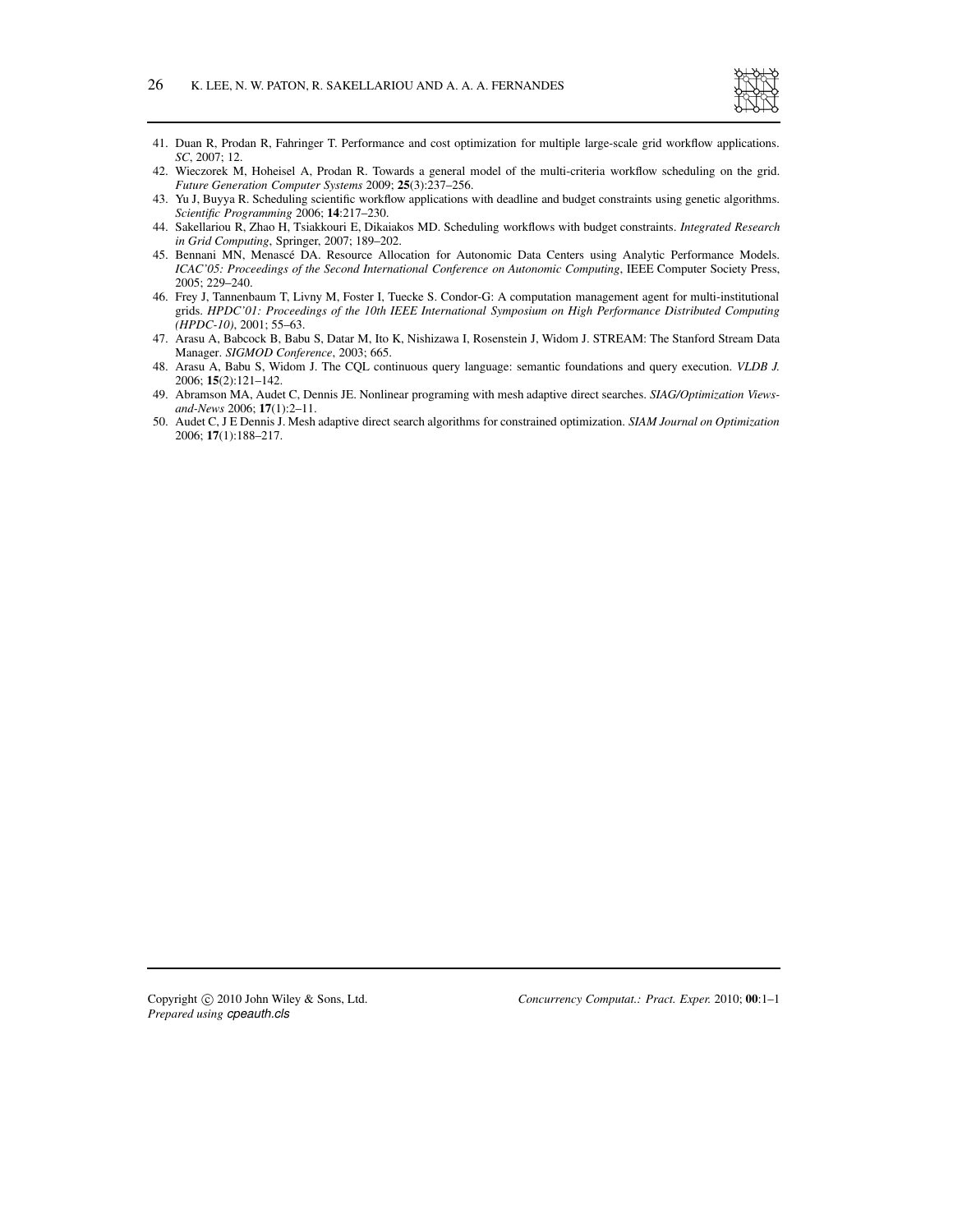41. Duan R, Prodan R, Fahringer T. Performance and cost optimization for multiple large-scale grid workflow applications. *SC*, 2007; 12.
42. Wieczorek M, Hoheisel A, Prodan R. Towards a general model of the multi-criteria workflow scheduling on the grid. *Future Generation Computer Systems* 2009; **25**(3):237–256.
43. Yu J, Buyya R. Scheduling scientific workflow applications with deadline and budget constraints using genetic algorithms. *Scientific Programming* 2006; **14**:217–230.
44. Sakellariou R, Zhao H, Tsiakkouri E, Dikaiakos MD. Scheduling workflows with budget constraints. *Integrated Research in Grid Computing*, Springer, 2007; 189–202.
45. Bennani MN, Menascé DA. Resource Allocation for Autonomic Data Centers using Analytic Performance Models. *ICAC'05: Proceedings of the Second International Conference on Autonomic Computing*, IEEE Computer Society Press, 2005; 229–240.
46. Frey J, Tannenbaum T, Livny M, Foster I, Tuecke S. Condor-G: A computation management agent for multi-institutional grids. *HPDC'01: Proceedings of the 10th IEEE International Symposium on High Performance Distributed Computing (HPDC-10)*, 2001; 55–63.
47. Arasu A, Babcock B, Babu S, Datar M, Ito K, Nishizawa I, Rosenstein J, Widom J. STREAM: The Stanford Stream Data Manager. *SIGMOD Conference*, 2003; 665.
48. Arasu A, Babu S, Widom J. The CQL continuous query language: semantic foundations and query execution. *VLDB J.* 2006; **15**(2):121–142.
49. Abramson MA, Audet C, Dennis JE. Nonlinear programing with mesh adaptive direct searches. *SIAG/Optimization Views-and-News* 2006; **17**(1):2–11.
50. Audet C, J E Dennis J. Mesh adaptive direct search algorithms for constrained optimization. *SIAM Journal on Optimization* 2006; **17**(1):188–217.